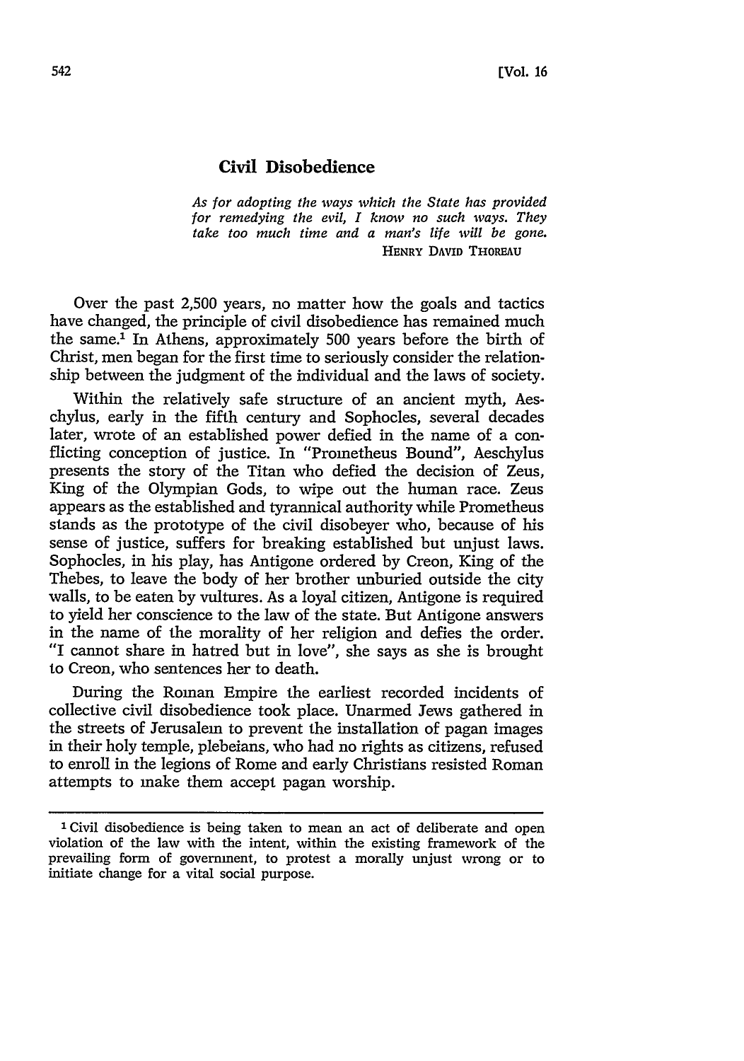# Civil Disobedience

*As for adopting the ways which the State has provided for remedying the evil, I know no such ways. They take too much time and a man's life will be gone.*
HENRY DAVID THOREAU

Over the past 2,500 years, no matter how the goals and tactics have changed, the principle of civil disobedience has remained much the same.[1] In Athens, approximately 500 years before the birth of Christ, men began for the first time to seriously consider the relationship between the judgment of the individual and the laws of society.

Within the relatively safe structure of an ancient myth, Aeschylus, early in the fifth century and Sophocles, several decades later, wrote of an established power defied in the name of a conflicting conception of justice. In "Prometheus Bound", Aeschylus presents the story of the Titan who defied the decision of Zeus, King of the Olympian Gods, to wipe out the human race. Zeus appears as the established and tyrannical authority while Prometheus stands as the prototype of the civil disobeyer who, because of his sense of justice, suffers for breaking established but unjust laws. Sophocles, in his play, has Antigone ordered by Creon, King of the Thebes, to leave the body of her brother unburied outside the city walls, to be eaten by vultures. As a loyal citizen, Antigone is required to yield her conscience to the law of the state. But Antigone answers in the name of the morality of her religion and defies the order. "I cannot share in hatred but in love", she says as she is brought to Creon, who sentences her to death.

During the Roman Empire the earliest recorded incidents of collective civil disobedience took place. Unarmed Jews gathered in the streets of Jerusalem to prevent the installation of pagan images in their holy temple, plebeians, who had no rights as citizens, refused to enroll in the legions of Rome and early Christians resisted Roman attempts to make them accept pagan worship.

[1] Civil disobedience is being taken to mean an act of deliberate and open violation of the law with the intent, within the existing framework of the prevailing form of government, to protest a morally unjust wrong or to initiate change for a vital social purpose.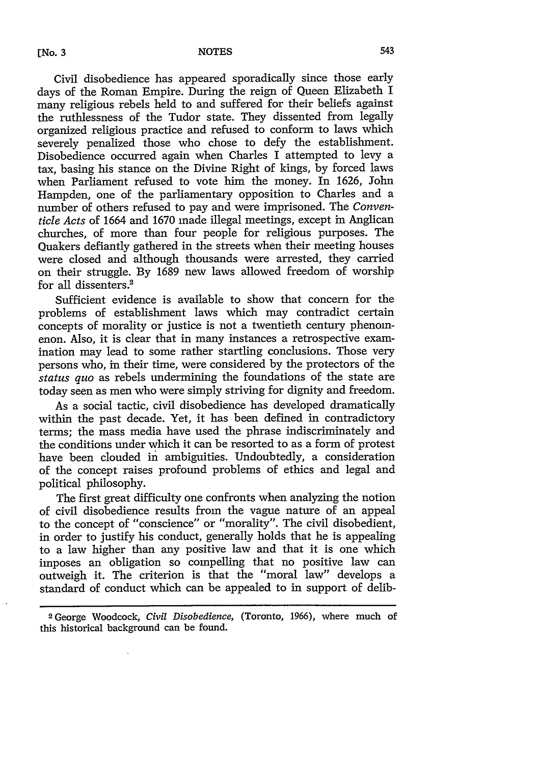Civil disobedience has appeared sporadically since those early days of the Roman Empire. During the reign of Queen Elizabeth I many religious rebels held to and suffered for their beliefs against the ruthlessness of the Tudor state. They dissented from legally organized religious practice and refused to conform to laws which severely penalized those who chose to defy the establishment. Disobedience occurred again when Charles I attempted to levy a tax, basing his stance on the Divine Right of kings, by forced laws when Parliament refused to vote him the money. In 1626, John Hampden, one of the parliamentary opposition to Charles and a number of others refused to pay and were imprisoned. The *Conventicle Acts* of 1664 and 1670 made illegal meetings, except in Anglican churches, of more than four people for religious purposes. The Quakers defiantly gathered in the streets when their meeting houses were closed and although thousands were arrested, they carried on their struggle. By 1689 new laws allowed freedom of worship for all dissenters.[2]

Sufficient evidence is available to show that concern for the problems of establishment laws which may contradict certain concepts of morality or justice is not a twentieth century phenomenon. Also, it is clear that in many instances a retrospective examination may lead to some rather startling conclusions. Those very persons who, in their time, were considered by the protectors of the *status quo* as rebels undermining the foundations of the state are today seen as men who were simply striving for dignity and freedom.

As a social tactic, civil disobedience has developed dramatically within the past decade. Yet, it has been defined in contradictory terms; the mass media have used the phrase indiscriminately and the conditions under which it can be resorted to as a form of protest have been clouded in ambiguities. Undoubtedly, a consideration of the concept raises profound problems of ethics and legal and political philosophy.

The first great difficulty one confronts when analyzing the notion of civil disobedience results from the vague nature of an appeal to the concept of "conscience" or "morality". The civil disobedient, in order to justify his conduct, generally holds that he is appealing to a law higher than any positive law and that it is one which imposes an obligation so compelling that no positive law can outweigh it. The criterion is that the "moral law" develops a standard of conduct which can be appealed to in support of delib-

[2] George Woodcock, *Civil Disobedience*, (Toronto, 1966), where much of this historical background can be found.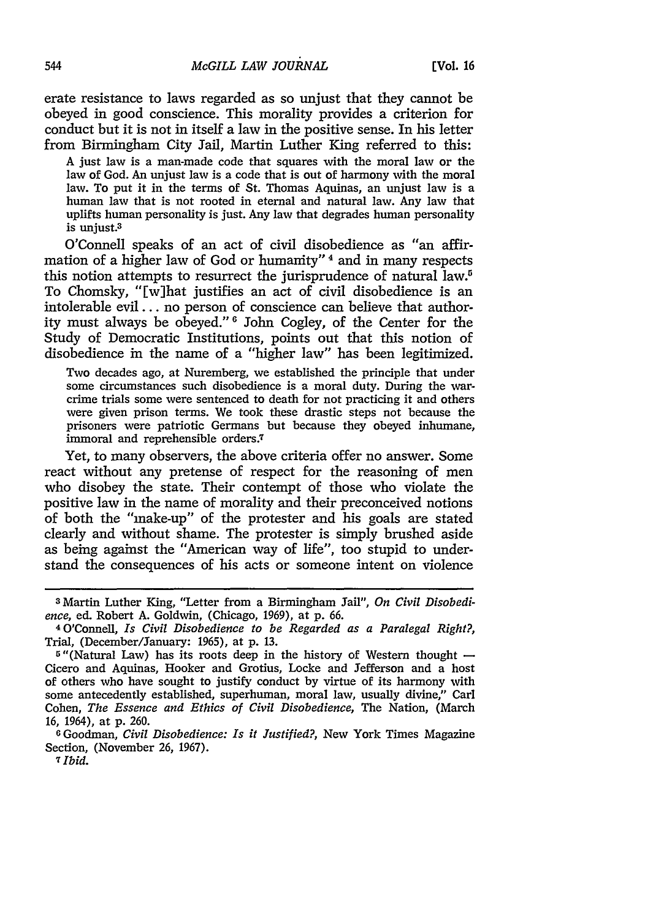erate resistance to laws regarded as so unjust that they cannot be obeyed in good conscience. This morality provides a criterion for conduct but it is not in itself a law in the positive sense. In his letter from Birmingham City Jail, Martin Luther King referred to this:

> A just law is a man-made code that squares with the moral law or the law of God. An unjust law is a code that is out of harmony with the moral law. To put it in the terms of St. Thomas Aquinas, an unjust law is a human law that is not rooted in eternal and natural law. Any law that uplifts human personality is just. Any law that degrades human personality is unjust.[3]

O'Connell speaks of an act of civil disobedience as "an affirmation of a higher law of God or humanity" [4] and in many respects this notion attempts to resurrect the jurisprudence of natural law.[5] To Chomsky, "[w]hat justifies an act of civil disobedience is an intolerable evil ... no person of conscience can believe that authority must always be obeyed." [6] John Cogley, of the Center for the Study of Democratic Institutions, points out that this notion of disobedience in the name of a "higher law" has been legitimized.

> Two decades ago, at Nuremberg, we established the principle that under some circumstances such disobedience is a moral duty. During the war-crime trials some were sentenced to death for not practicing it and others were given prison terms. We took these drastic steps not because the prisoners were patriotic Germans but because they obeyed inhumane, immoral and reprehensible orders.[7]

Yet, to many observers, the above criteria offer no answer. Some react without any pretense of respect for the reasoning of men who disobey the state. Their contempt of those who violate the positive law in the name of morality and their preconceived notions of both the "make-up" of the protester and his goals are stated clearly and without shame. The protester is simply brushed aside as being against the "American way of life", too stupid to understand the consequences of his acts or someone intent on violence

---

[3] Martin Luther King, "Letter from a Birmingham Jail", *On Civil Disobedience*, ed. Robert A. Goldwin, (Chicago, 1969), at p. 66.

[4] O'Connell, *Is Civil Disobedience to be Regarded as a Paralegal Right?*, Trial, (December/January: 1965), at p. 13.

[5] "(Natural Law) has its roots deep in the history of Western thought — Cicero and Aquinas, Hooker and Grotius, Locke and Jefferson and a host of others who have sought to justify conduct by virtue of its harmony with some antecedently established, superhuman, moral law, usually divine," Carl Cohen, *The Essence and Ethics of Civil Disobedience*, The Nation, (March 16, 1964), at p. 260.

[6] Goodman, *Civil Disobedience: Is it Justified?*, New York Times Magazine Section, (November 26, 1967).

[7] *Ibid.*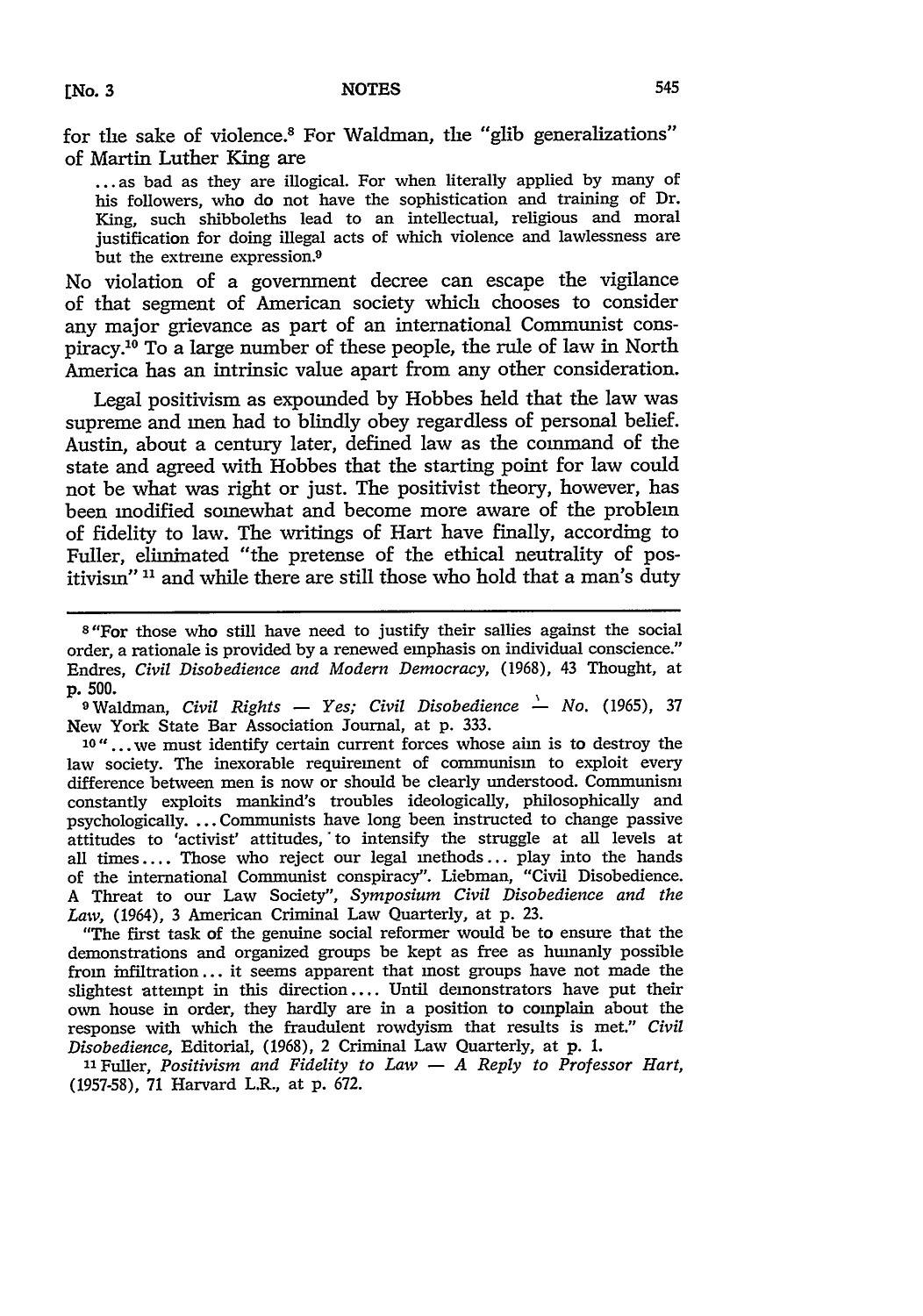for the sake of violence.[8] For Waldman, the "glib generalizations" of Martin Luther King are

> ... as bad as they are illogical. For when literally applied by many of his followers, who do not have the sophistication and training of Dr. King, such shibboleths lead to an intellectual, religious and moral justification for doing illegal acts of which violence and lawlessness are but the extreme expression.[9]

No violation of a government decree can escape the vigilance of that segment of American society which chooses to consider any major grievance as part of an international Communist conspiracy.[10] To a large number of these people, the rule of law in North America has an intrinsic value apart from any other consideration.

Legal positivism as expounded by Hobbes held that the law was supreme and men had to blindly obey regardless of personal belief. Austin, about a century later, defined law as the command of the state and agreed with Hobbes that the starting point for law could not be what was right or just. The positivist theory, however, has been modified somewhat and become more aware of the problem of fidelity to law. The writings of Hart have finally, according to Fuller, eliminated "the pretense of the ethical neutrality of positivism" [11] and while there are still those who hold that a man's duty

---

[8] "For those who still have need to justify their sallies against the social order, a rationale is provided by a renewed emphasis on individual conscience." Endres, *Civil Disobedience and Modern Democracy*, (1968), 43 Thought, at p. 500.

[9] Waldman, *Civil Rights — Yes; Civil Disobedience — No*. (1965), 37 New York State Bar Association Journal, at p. 333.

[10] "... we must identify certain current forces whose aim is to destroy the law society. The inexorable requirement of communism to exploit every difference between men is now or should be clearly understood. Communism constantly exploits mankind's troubles ideologically, philosophically and psychologically. ... Communists have long been instructed to change passive attitudes to 'activist' attitudes, to intensify the struggle at all levels at all times.... Those who reject our legal methods ... play into the hands of the international Communist conspiracy". Liebman, "Civil Disobedience. A Threat to our Law Society", *Symposium Civil Disobedience and the Law*, (1964), 3 American Criminal Law Quarterly, at p. 23.

"The first task of the genuine social reformer would be to ensure that the demonstrations and organized groups be kept as free as humanly possible from infiltration ... it seems apparent that most groups have not made the slightest attempt in this direction.... Until demonstrators have put their own house in order, they hardly are in a position to complain about the response with which the fraudulent rowdyism that results is met." *Civil Disobedience*, Editorial, (1968), 2 Criminal Law Quarterly, at p. 1.

[11] Fuller, *Positivism and Fidelity to Law — A Reply to Professor Hart*, (1957-58), 71 Harvard L.R., at p. 672.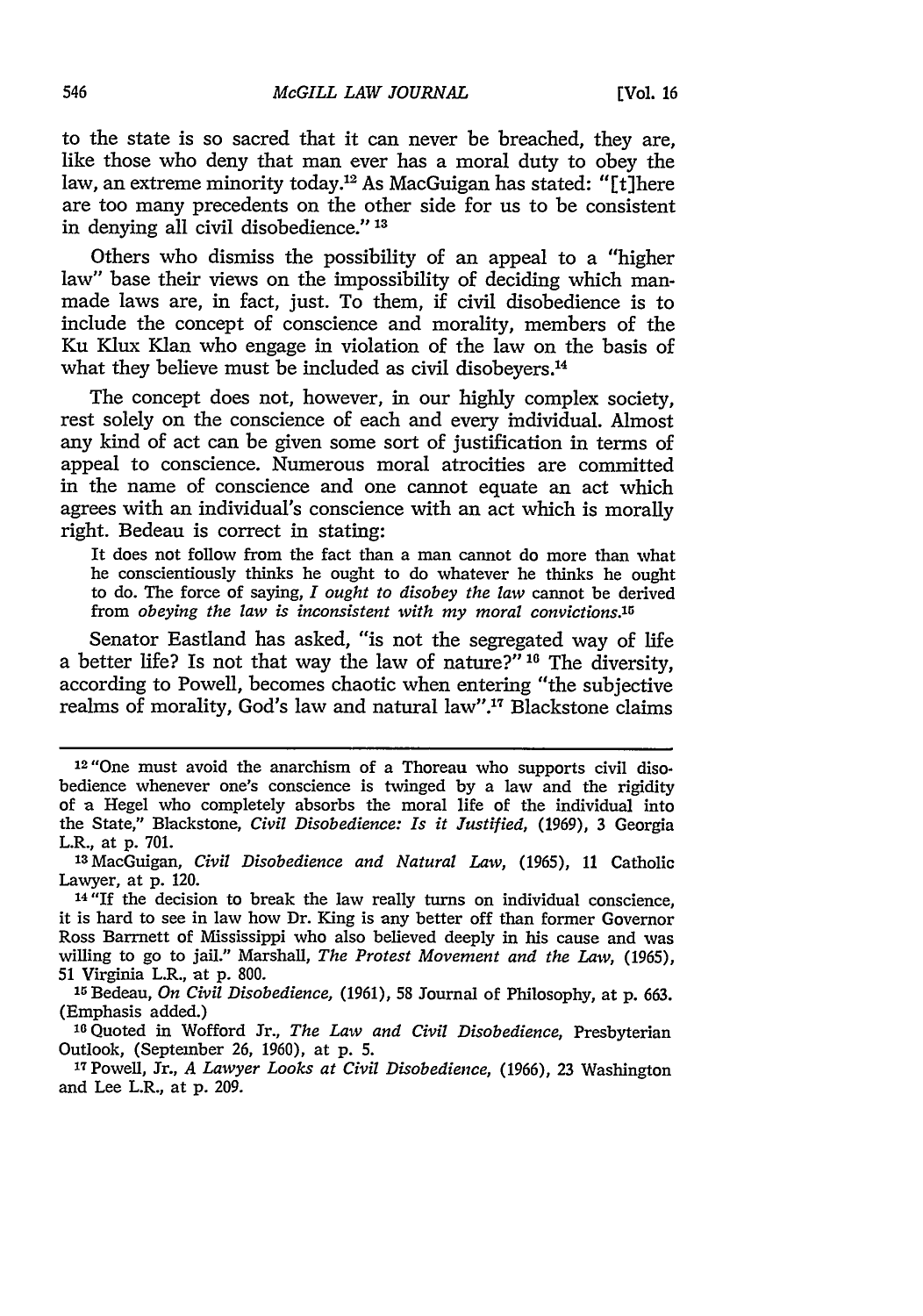to the state is so sacred that it can never be breached, they are, like those who deny that man ever has a moral duty to obey the law, an extreme minority today.[12] As MacGuigan has stated: "[t]here are too many precedents on the other side for us to be consistent in denying all civil disobedience." [13]

Others who dismiss the possibility of an appeal to a "higher law" base their views on the impossibility of deciding which man-made laws are, in fact, just. To them, if civil disobedience is to include the concept of conscience and morality, members of the Ku Klux Klan who engage in violation of the law on the basis of what they believe must be included as civil disobeyers.[14]

The concept does not, however, in our highly complex society, rest solely on the conscience of each and every individual. Almost any kind of act can be given some sort of justification in terms of appeal to conscience. Numerous moral atrocities are committed in the name of conscience and one cannot equate an act which agrees with an individual's conscience with an act which is morally right. Bedeau is correct in stating:

> It does not follow from the fact than a man cannot do more than what he conscientiously thinks he ought to do whatever he thinks he ought to do. The force of saying, *I ought to disobey the law* cannot be derived from *obeying the law is inconsistent with my moral convictions*.[15]

Senator Eastland has asked, "is not the segregated way of life a better life? Is not that way the law of nature?" [16] The diversity, according to Powell, becomes chaotic when entering "the subjective realms of morality, God's law and natural law".[17] Blackstone claims

---

[12] "One must avoid the anarchism of a Thoreau who supports civil disobedience whenever one's conscience is twinged by a law and the rigidity of a Hegel who completely absorbs the moral life of the individual into the State," Blackstone, *Civil Disobedience: Is it Justified*, (1969), 3 Georgia L.R., at p. 701.

[13] MacGuigan, *Civil Disobedience and Natural Law*, (1965), 11 Catholic Lawyer, at p. 120.

[14] "If the decision to break the law really turns on individual conscience, it is hard to see in law how Dr. King is any better off than former Governor Ross Barnett of Mississippi who also believed deeply in his cause and was willing to go to jail." Marshall, *The Protest Movement and the Law*, (1965), 51 Virginia L.R., at p. 800.

[15] Bedeau, *On Civil Disobedience*, (1961), 58 Journal of Philosophy, at p. 663. (Emphasis added.)

[16] Quoted in Wofford Jr., *The Law and Civil Disobedience*, Presbyterian Outlook, (September 26, 1960), at p. 5.

[17] Powell, Jr., *A Lawyer Looks at Civil Disobedience*, (1966), 23 Washington and Lee L.R., at p. 209.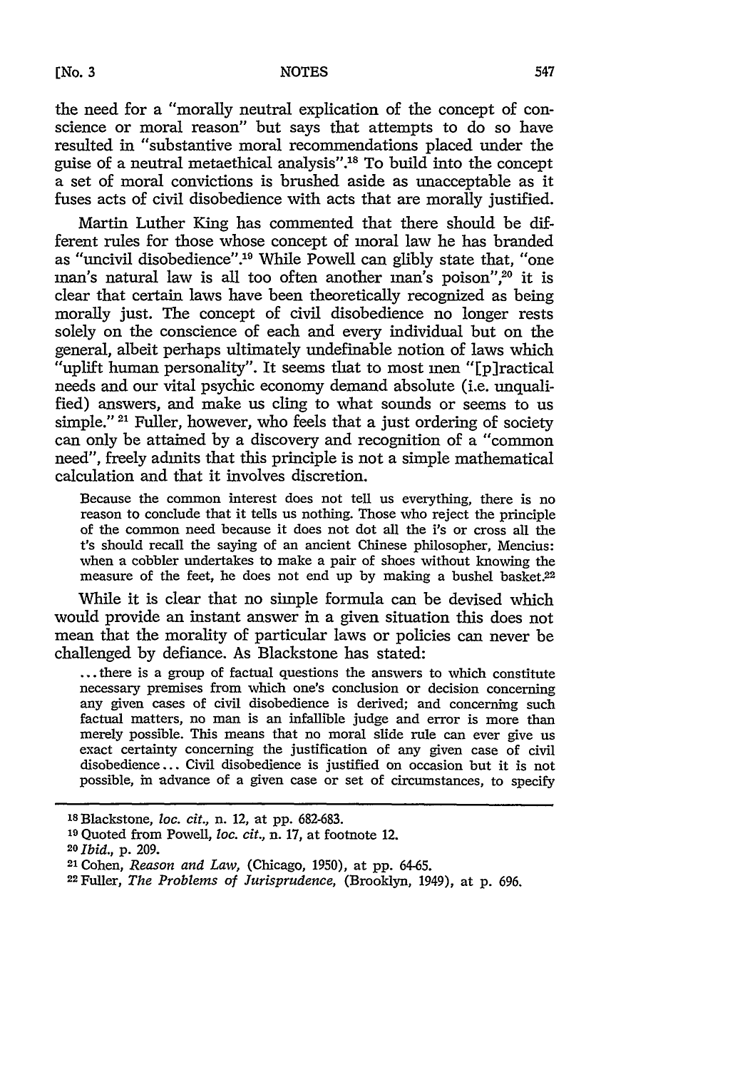the need for a "morally neutral explication of the concept of conscience or moral reason" but says that attempts to do so have resulted in "substantive moral recommendations placed under the guise of a neutral metaethical analysis".[18] To build into the concept a set of moral convictions is brushed aside as unacceptable as it fuses acts of civil disobedience with acts that are morally justified.

Martin Luther King has commented that there should be different rules for those whose concept of moral law he has branded as "uncivil disobedience".[19] While Powell can glibly state that, "one man's natural law is all too often another man's poison",[20] it is clear that certain laws have been theoretically recognized as being morally just. The concept of civil disobedience no longer rests solely on the conscience of each and every individual but on the general, albeit perhaps ultimately undefinable notion of laws which "uplift human personality". It seems that to most men "[p]ractical needs and our vital psychic economy demand absolute (i.e. unqualified) answers, and make us cling to what sounds or seems to us simple." [21] Fuller, however, who feels that a just ordering of society can only be attained by a discovery and recognition of a "common need", freely admits that this principle is not a simple mathematical calculation and that it involves discretion.

> Because the common interest does not tell us everything, there is no reason to conclude that it tells us nothing. Those who reject the principle of the common need because it does not dot all the i's or cross all the t's should recall the saying of an ancient Chinese philosopher, Mencius: when a cobbler undertakes to make a pair of shoes without knowing the measure of the feet, he does not end up by making a bushel basket.[22]

While it is clear that no simple formula can be devised which would provide an instant answer in a given situation this does not mean that the morality of particular laws or policies can never be challenged by defiance. As Blackstone has stated:

> ... there is a group of factual questions the answers to which constitute necessary premises from which one's conclusion or decision concerning any given cases of civil disobedience is derived; and concerning such factual matters, no man is an infallible judge and error is more than merely possible. This means that no moral slide rule can ever give us exact certainty concerning the justification of any given case of civil disobedience ... Civil disobedience is justified on occasion but it is not possible, in advance of a given case or set of circumstances, to specify

---

[18] Blackstone, *loc. cit.*, n. 12, at pp. 682-683.

[19] Quoted from Powell, *loc. cit.*, n. 17, at footnote 12.

[20] *Ibid.*, p. 209.

[21] Cohen, *Reason and Law*, (Chicago, 1950), at pp. 64-65.

[22] Fuller, *The Problems of Jurisprudence*, (Brooklyn, 1949), at p. 696.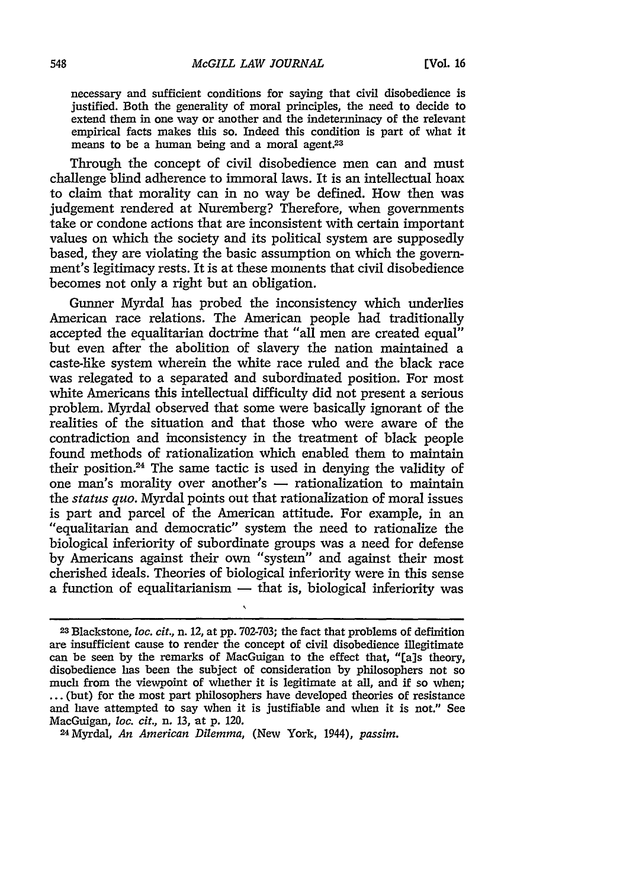necessary and sufficient conditions for saying that civil disobedience is justified. Both the generality of moral principles, the need to decide to extend them in one way or another and the indeterminacy of the relevant empirical facts makes this so. Indeed this condition is part of what it means to be a human being and a moral agent.[23]

Through the concept of civil disobedience men can and must challenge blind adherence to immoral laws. It is an intellectual hoax to claim that morality can in no way be defined. How then was judgement rendered at Nuremberg? Therefore, when governments take or condone actions that are inconsistent with certain important values on which the society and its political system are supposedly based, they are violating the basic assumption on which the government's legitimacy rests. It is at these moments that civil disobedience becomes not only a right but an obligation.

Gunner Myrdal has probed the inconsistency which underlies American race relations. The American people had traditionally accepted the equalitarian doctrine that "all men are created equal" but even after the abolition of slavery the nation maintained a caste-like system wherein the white race ruled and the black race was relegated to a separated and subordinated position. For most white Americans this intellectual difficulty did not present a serious problem. Myrdal observed that some were basically ignorant of the realities of the situation and that those who were aware of the contradiction and inconsistency in the treatment of black people found methods of rationalization which enabled them to maintain their position.[24] The same tactic is used in denying the validity of one man's morality over another's — rationalization to maintain the *status quo*. Myrdal points out that rationalization of moral issues is part and parcel of the American attitude. For example, in an "equalitarian and democratic" system the need to rationalize the biological inferiority of subordinate groups was a need for defense by Americans against their own "system" and against their most cherished ideals. Theories of biological inferiority were in this sense a function of equalitarianism — that is, biological inferiority was

---

[23] Blackstone, *loc. cit.*, n. 12, at pp. 702-703; the fact that problems of definition are insufficient cause to render the concept of civil disobedience illegitimate can be seen by the remarks of MacGuigan to the effect that, "[a]s theory, disobedience has been the subject of consideration by philosophers not so much from the viewpoint of whether it is legitimate at all, and if so when; ... (but) for the most part philosophers have developed theories of resistance and have attempted to say when it is justifiable and when it is not." See MacGuigan, *loc. cit.*, n. 13, at p. 120.

[24] Myrdal, *An American Dilemma*, (New York, 1944), *passim*.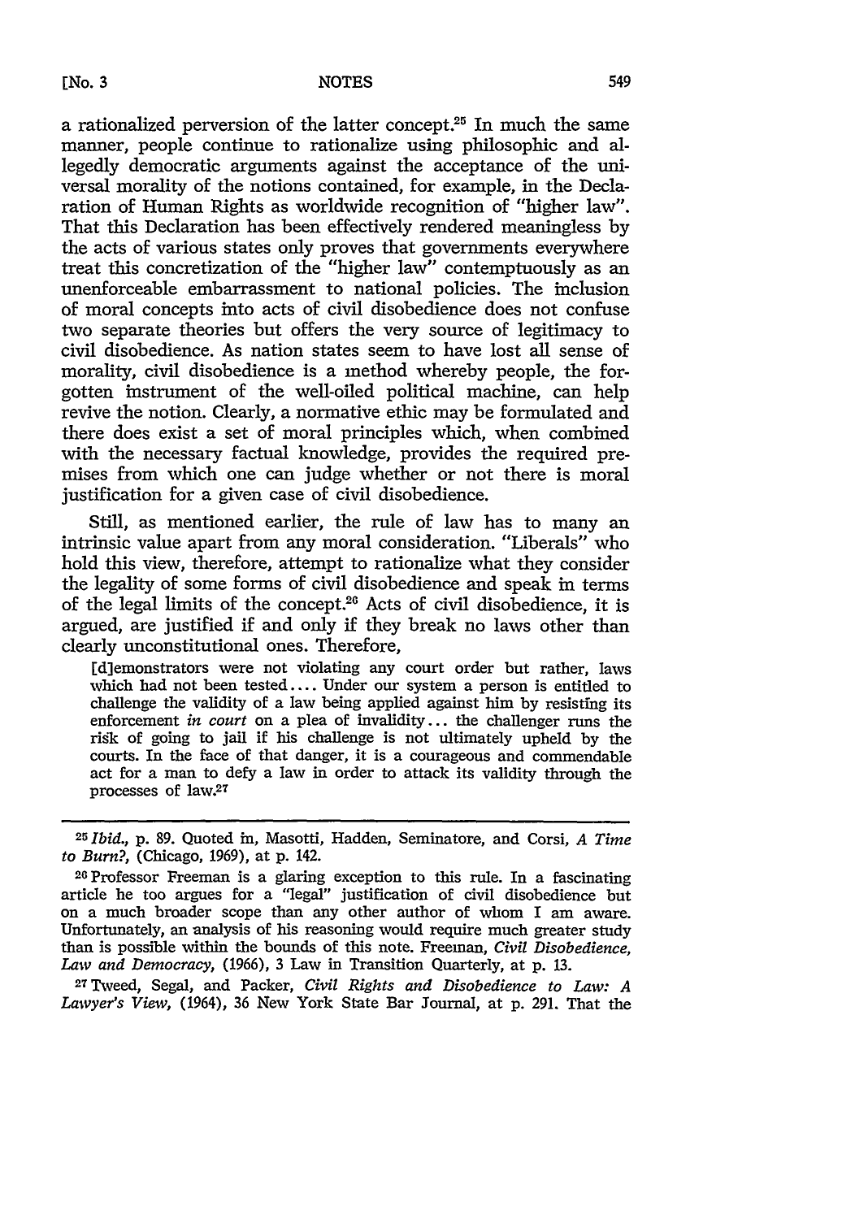a rationalized perversion of the latter concept.[25] In much the same manner, people continue to rationalize using philosophic and allegedly democratic arguments against the acceptance of the universal morality of the notions contained, for example, in the Declaration of Human Rights as worldwide recognition of "higher law". That this Declaration has been effectively rendered meaningless by the acts of various states only proves that governments everywhere treat this concretization of the "higher law" contemptuously as an unenforceable embarrassment to national policies. The inclusion of moral concepts into acts of civil disobedience does not confuse two separate theories but offers the very source of legitimacy to civil disobedience. As nation states seem to have lost all sense of morality, civil disobedience is a method whereby people, the forgotten instrument of the well-oiled political machine, can help revive the notion. Clearly, a normative ethic may be formulated and there does exist a set of moral principles which, when combined with the necessary factual knowledge, provides the required premises from which one can judge whether or not there is moral justification for a given case of civil disobedience.

Still, as mentioned earlier, the rule of law has to many an intrinsic value apart from any moral consideration. "Liberals" who hold this view, therefore, attempt to rationalize what they consider the legality of some forms of civil disobedience and speak in terms of the legal limits of the concept.[26] Acts of civil disobedience, it is argued, are justified if and only if they break no laws other than clearly unconstitutional ones. Therefore,

> [d]emonstrators were not violating any court order but rather, laws which had not been tested.... Under our system a person is entitled to challenge the validity of a law being applied against him by resisting its enforcement *in court* on a plea of invalidity... the challenger runs the risk of going to jail if his challenge is not ultimately upheld by the courts. In the face of that danger, it is a courageous and commendable act for a man to defy a law in order to attack its validity through the processes of law.[27]

---

[25] *Ibid.*, p. 89. Quoted in, Masotti, Hadden, Seminatore, and Corsi, *A Time to Burn?*, (Chicago, 1969), at p. 142.

[26] Professor Freeman is a glaring exception to this rule. In a fascinating article he too argues for a "legal" justification of civil disobedience but on a much broader scope than any other author of whom I am aware. Unfortunately, an analysis of his reasoning would require much greater study than is possible within the bounds of this note. Freeman, *Civil Disobedience, Law and Democracy*, (1966), 3 Law in Transition Quarterly, at p. 13.

[27] Tweed, Segal, and Packer, *Civil Rights and Disobedience to Law: A Lawyer's View*, (1964), 36 New York State Bar Journal, at p. 291. That the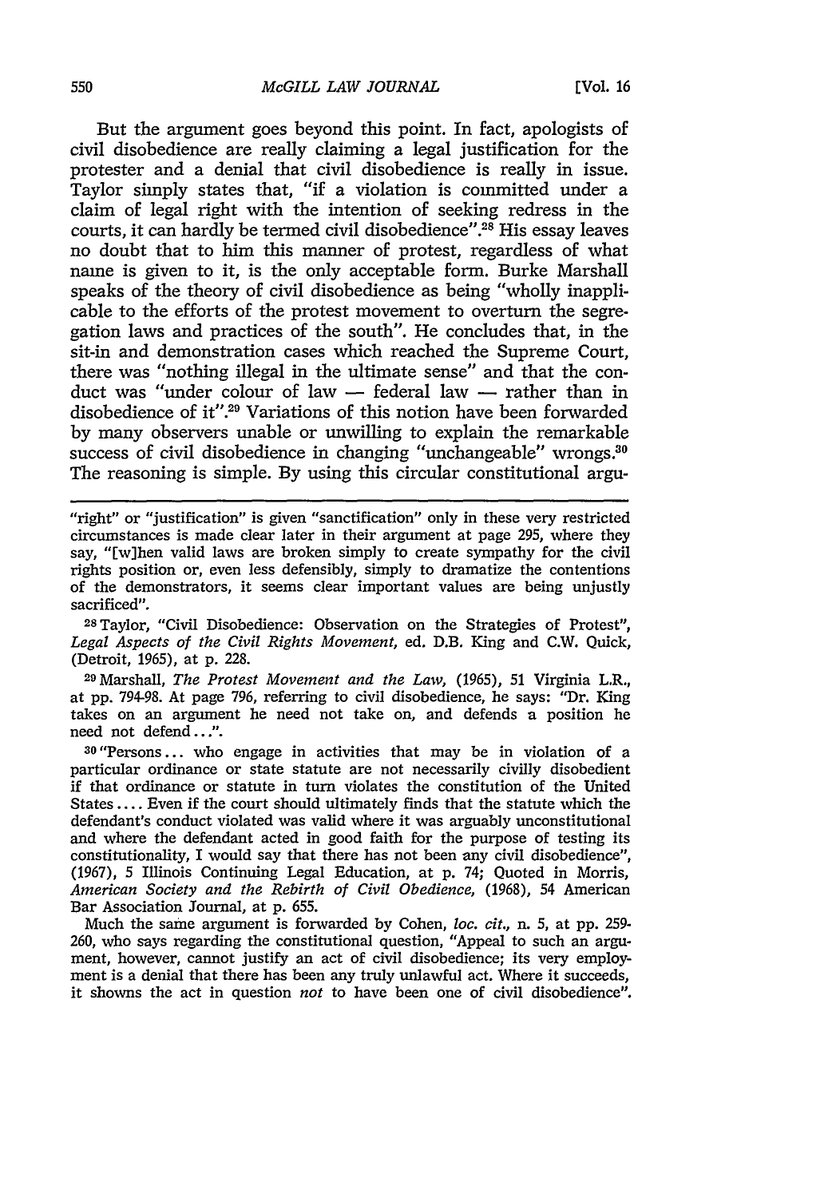But the argument goes beyond this point. In fact, apologists of civil disobedience are really claiming a legal justification for the protester and a denial that civil disobedience is really in issue. Taylor simply states that, "if a violation is committed under a claim of legal right with the intention of seeking redress in the courts, it can hardly be termed civil disobedience".[28] His essay leaves no doubt that to him this manner of protest, regardless of what name is given to it, is the only acceptable form. Burke Marshall speaks of the theory of civil disobedience as being "wholly inapplicable to the efforts of the protest movement to overturn the segregation laws and practices of the south". He concludes that, in the sit-in and demonstration cases which reached the Supreme Court, there was "nothing illegal in the ultimate sense" and that the conduct was "under colour of law — federal law — rather than in disobedience of it".[29] Variations of this notion have been forwarded by many observers unable or unwilling to explain the remarkable success of civil disobedience in changing "unchangeable" wrongs.[30] The reasoning is simple. By using this circular constitutional argu-

---

"right" or "justification" is given "sanctification" only in these very restricted circumstances is made clear later in their argument at page 295, where they say, "[w]hen valid laws are broken simply to create sympathy for the civil rights position or, even less defensibly, simply to dramatize the contentions of the demonstrators, it seems clear important values are being unjustly sacrificed".

[28] Taylor, "Civil Disobedience: Observation on the Strategies of Protest", *Legal Aspects of the Civil Rights Movement*, ed. D.B. King and C.W. Quick, (Detroit, 1965), at p. 228.

[29] Marshall, *The Protest Movement and the Law*, (1965), 51 Virginia L.R., at pp. 794-98. At page 796, referring to civil disobedience, he says: "Dr. King takes on an argument he need not take on, and defends a position he need not defend...".

[30] "Persons... who engage in activities that may be in violation of a particular ordinance or state statute are not necessarily civilly disobedient if that ordinance or statute in turn violates the constitution of the United States.... Even if the court should ultimately finds that the statute which the defendant's conduct violated was valid where it was arguably unconstitutional and where the defendant acted in good faith for the purpose of testing its constitutionality, I would say that there has not been any civil disobedience", (1967), 5 Illinois Continuing Legal Education, at p. 74; Quoted in Morris, *American Society and the Rebirth of Civil Obedience*, (1968), 54 American Bar Association Journal, at p. 655.

Much the same argument is forwarded by Cohen, *loc. cit.*, n. 5, at pp. 259-260, who says regarding the constitutional question, "Appeal to such an argument, however, cannot justify an act of civil disobedience; its very employment is a denial that there has been any truly unlawful act. Where it succeeds, it showns the act in question *not* to have been one of civil disobedience".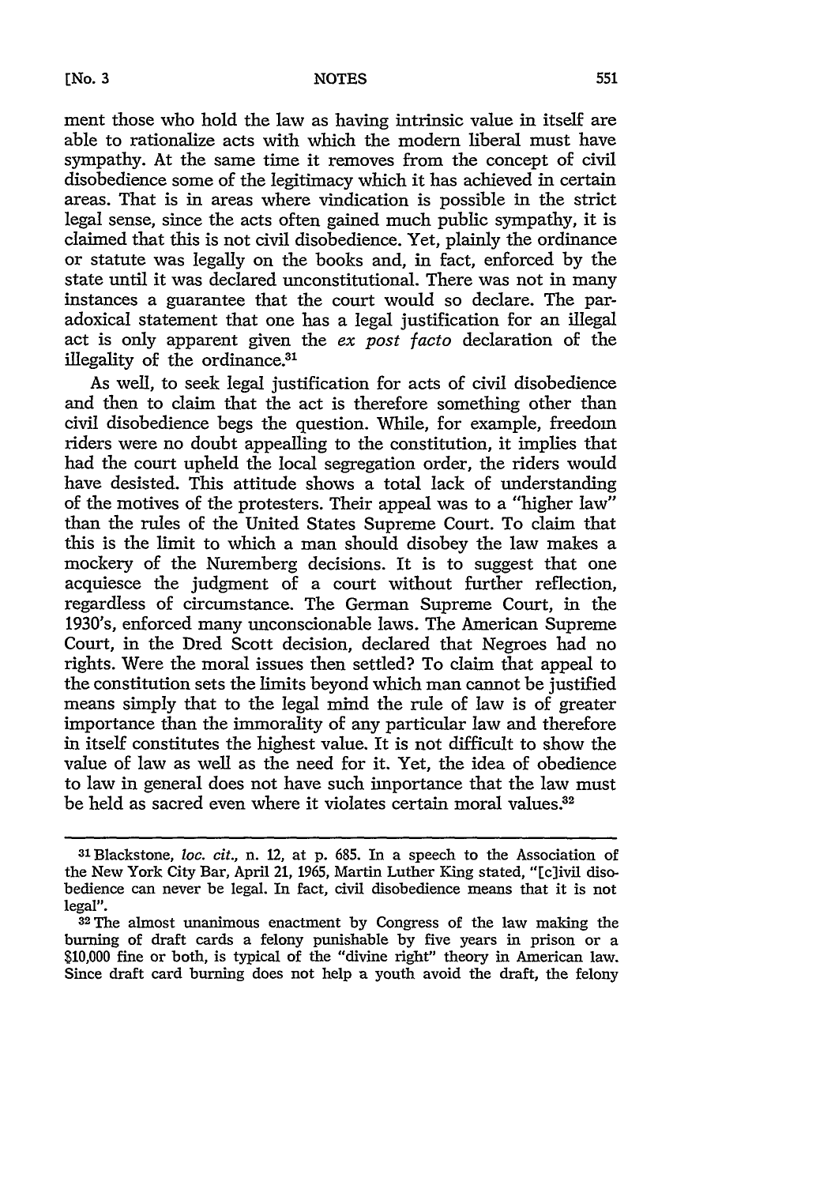ment those who hold the law as having intrinsic value in itself are able to rationalize acts with which the modern liberal must have sympathy. At the same time it removes from the concept of civil disobedience some of the legitimacy which it has achieved in certain areas. That is in areas where vindication is possible in the strict legal sense, since the acts often gained much public sympathy, it is claimed that this is not civil disobedience. Yet, plainly the ordinance or statute was legally on the books and, in fact, enforced by the state until it was declared unconstitutional. There was not in many instances a guarantee that the court would so declare. The paradoxical statement that one has a legal justification for an illegal act is only apparent given the *ex post facto* declaration of the illegality of the ordinance.[31]

As well, to seek legal justification for acts of civil disobedience and then to claim that the act is therefore something other than civil disobedience begs the question. While, for example, freedom riders were no doubt appealling to the constitution, it implies that had the court upheld the local segregation order, the riders would have desisted. This attitude shows a total lack of understanding of the motives of the protesters. Their appeal was to a "higher law" than the rules of the United States Supreme Court. To claim that this is the limit to which a man should disobey the law makes a mockery of the Nuremberg decisions. It is to suggest that one acquiesce the judgment of a court without further reflection, regardless of circumstance. The German Supreme Court, in the 1930's, enforced many unconscionable laws. The American Supreme Court, in the Dred Scott decision, declared that Negroes had no rights. Were the moral issues then settled? To claim that appeal to the constitution sets the limits beyond which man cannot be justified means simply that to the legal mind the rule of law is of greater importance than the immorality of any particular law and therefore in itself constitutes the highest value. It is not difficult to show the value of law as well as the need for it. Yet, the idea of obedience to law in general does not have such importance that the law must be held as sacred even where it violates certain moral values.[32]

---

[31] Blackstone, *loc. cit.*, n. 12, at p. 685. In a speech to the Association of the New York City Bar, April 21, 1965, Martin Luther King stated, "[c]ivil disobedience can never be legal. In fact, civil disobedience means that it is not legal".

[32] The almost unanimous enactment by Congress of the law making the burning of draft cards a felony punishable by five years in prison or a $10,000 fine or both, is typical of the "divine right" theory in American law. Since draft card burning does not help a youth avoid the draft, the felony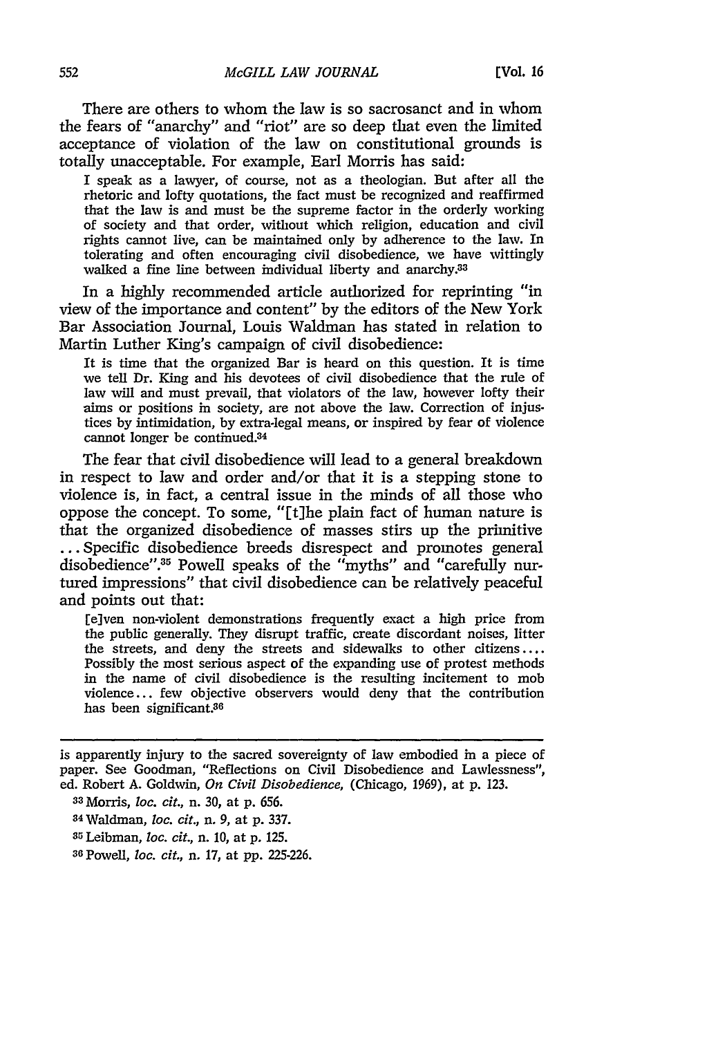There are others to whom the law is so sacrosanct and in whom the fears of "anarchy" and "riot" are so deep that even the limited acceptance of violation of the law on constitutional grounds is totally unacceptable. For example, Earl Morris has said:

> I speak as a lawyer, of course, not as a theologian. But after all the rhetoric and lofty quotations, the fact must be recognized and reaffirmed that the law is and must be the supreme factor in the orderly working of society and that order, without which religion, education and civil rights cannot live, can be maintained only by adherence to the law. In tolerating and often encouraging civil disobedience, we have wittingly walked a fine line between individual liberty and anarchy.[33]

In a highly recommended article authorized for reprinting "in view of the importance and content" by the editors of the New York Bar Association Journal, Louis Waldman has stated in relation to Martin Luther King's campaign of civil disobedience:

> It is time that the organized Bar is heard on this question. It is time we tell Dr. King and his devotees of civil disobedience that the rule of law will and must prevail, that violators of the law, however lofty their aims or positions in society, are not above the law. Correction of injustices by intimidation, by extra-legal means, or inspired by fear of violence cannot longer be continued.[34]

The fear that civil disobedience will lead to a general breakdown in respect to law and order and/or that it is a stepping stone to violence is, in fact, a central issue in the minds of all those who oppose the concept. To some, "[t]he plain fact of human nature is that the organized disobedience of masses stirs up the primitive ... Specific disobedience breeds disrespect and promotes general disobedience".[35] Powell speaks of the "myths" and "carefully nurtured impressions" that civil disobedience can be relatively peaceful and points out that:

> [e]ven non-violent demonstrations frequently exact a high price from the public generally. They disrupt traffic, create discordant noises, litter the streets, and deny the streets and sidewalks to other citizens.... Possibly the most serious aspect of the expanding use of protest methods in the name of civil disobedience is the resulting incitement to mob violence... few objective observers would deny that the contribution has been significant.[36]

---

is apparently injury to the sacred sovereignty of law embodied in a piece of paper. See Goodman, "Reflections on Civil Disobedience and Lawlessness", ed. Robert A. Goldwin, *On Civil Disobedience*, (Chicago, 1969), at p. 123.

[33] Morris, *loc. cit.*, n. 30, at p. 656.

[34] Waldman, *loc. cit.*, n. 9, at p. 337.

[35] Leibman, *loc. cit.*, n. 10, at p. 125.

[36] Powell, *loc. cit.*, n. 17, at pp. 225-226.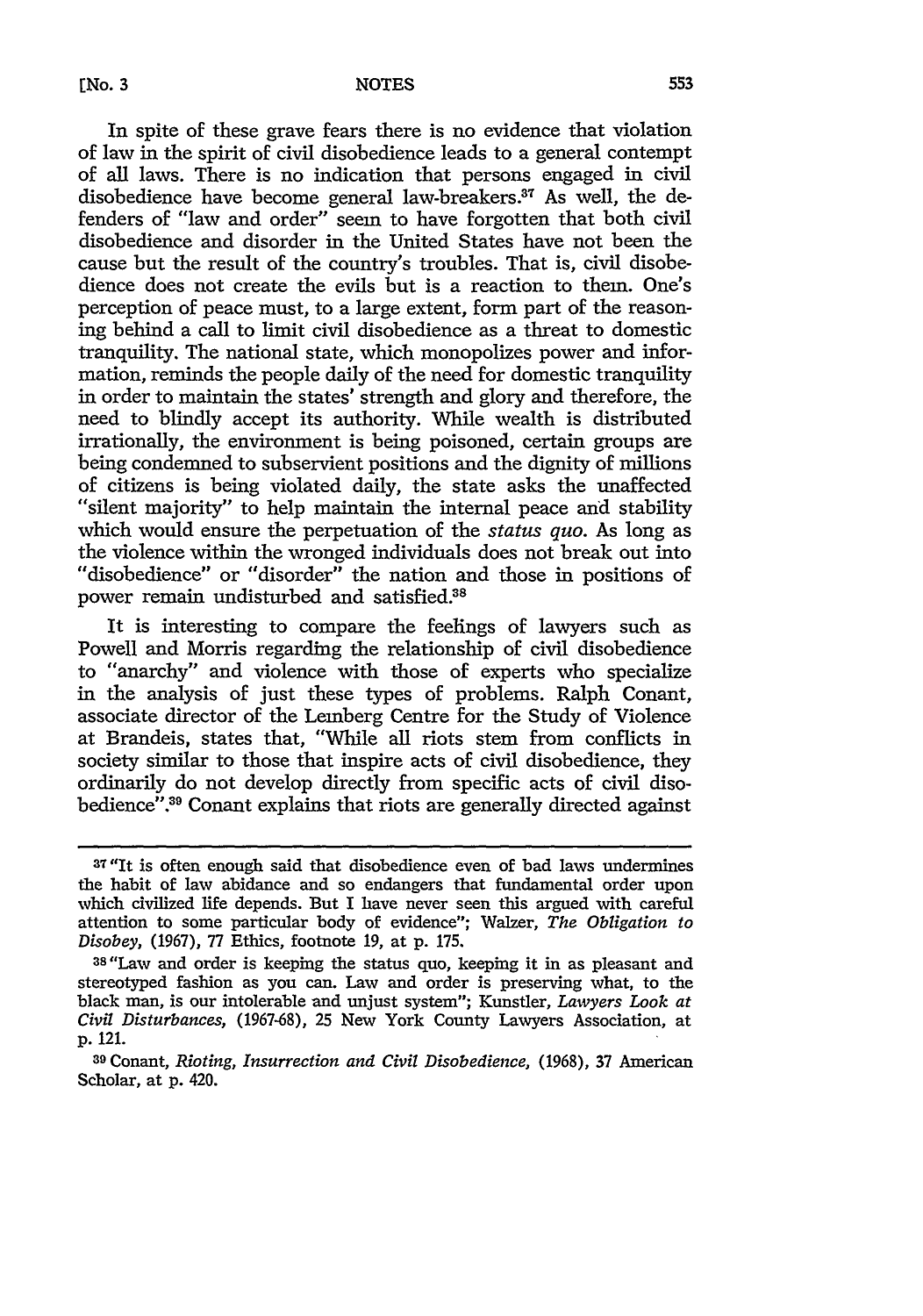In spite of these grave fears there is no evidence that violation of law in the spirit of civil disobedience leads to a general contempt of all laws. There is no indication that persons engaged in civil disobedience have become general law-breakers.[37] As well, the defenders of "law and order" seem to have forgotten that both civil disobedience and disorder in the United States have not been the cause but the result of the country's troubles. That is, civil disobedience does not create the evils but is a reaction to them. One's perception of peace must, to a large extent, form part of the reasoning behind a call to limit civil disobedience as a threat to domestic tranquility. The national state, which monopolizes power and information, reminds the people daily of the need for domestic tranquility in order to maintain the states' strength and glory and therefore, the need to blindly accept its authority. While wealth is distributed irrationally, the environment is being poisoned, certain groups are being condemned to subservient positions and the dignity of millions of citizens is being violated daily, the state asks the unaffected "silent majority" to help maintain the internal peace and stability which would ensure the perpetuation of the *status quo*. As long as the violence within the wronged individuals does not break out into "disobedience" or "disorder" the nation and those in positions of power remain undisturbed and satisfied.[38]

It is interesting to compare the feelings of lawyers such as Powell and Morris regarding the relationship of civil disobedience to "anarchy" and violence with those of experts who specialize in the analysis of just these types of problems. Ralph Conant, associate director of the Lemberg Centre for the Study of Violence at Brandeis, states that, "While all riots stem from conflicts in society similar to those that inspire acts of civil disobedience, they ordinarily do not develop directly from specific acts of civil disobedience".[39] Conant explains that riots are generally directed against

---

[37] "It is often enough said that disobedience even of bad laws undermines the habit of law abidance and so endangers that fundamental order upon which civilized life depends. But I have never seen this argued with careful attention to some particular body of evidence"; Walzer, *The Obligation to Disobey*, (1967), 77 Ethics, footnote 19, at p. 175.

[38] "Law and order is keeping the status quo, keeping it in as pleasant and stereotyped fashion as you can. Law and order is preserving what, to the black man, is our intolerable and unjust system"; Kunstler, *Lawyers Look at Civil Disturbances*, (1967-68), 25 New York County Lawyers Association, at p. 121.

[39] Conant, *Rioting, Insurrection and Civil Disobedience*, (1968), 37 American Scholar, at p. 420.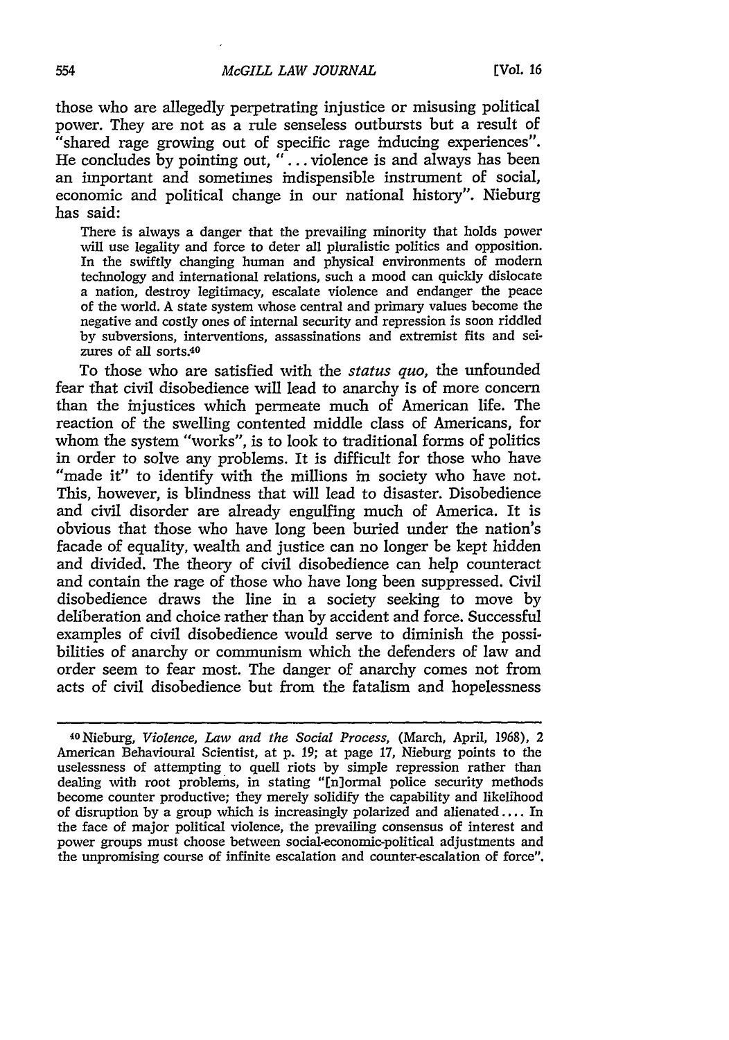those who are allegedly perpetrating injustice or misusing political power. They are not as a rule senseless outbursts but a result of "shared rage growing out of specific rage inducing experiences". He concludes by pointing out, "... violence is and always has been an important and sometimes indispensible instrument of social, economic and political change in our national history". Nieburg has said:

> There is always a danger that the prevailing minority that holds power will use legality and force to deter all pluralistic politics and opposition. In the swiftly changing human and physical environments of modern technology and international relations, such a mood can quickly dislocate a nation, destroy legitimacy, escalate violence and endanger the peace of the world. A state system whose central and primary values become the negative and costly ones of internal security and repression is soon riddled by subversions, interventions, assassinations and extremist fits and seizures of all sorts.[40]

To those who are satisfied with the *status quo*, the unfounded fear that civil disobedience will lead to anarchy is of more concern than the injustices which permeate much of American life. The reaction of the swelling contented middle class of Americans, for whom the system "works", is to look to traditional forms of politics in order to solve any problems. It is difficult for those who have "made it" to identify with the millions in society who have not. This, however, is blindness that will lead to disaster. Disobedience and civil disorder are already engulfing much of America. It is obvious that those who have long been buried under the nation's facade of equality, wealth and justice can no longer be kept hidden and divided. The theory of civil disobedience can help counteract and contain the rage of those who have long been suppressed. Civil disobedience draws the line in a society seeking to move by deliberation and choice rather than by accident and force. Successful examples of civil disobedience would serve to diminish the possibilities of anarchy or communism which the defenders of law and order seem to fear most. The danger of anarchy comes not from acts of civil disobedience but from the fatalism and hopelessness

---

[40] Nieburg, *Violence, Law and the Social Process*, (March, April, 1968), 2 American Behavioural Scientist, at p. 19; at page 17, Nieburg points to the uselessness of attempting to quell riots by simple repression rather than dealing with root problems, in stating "[n]ormal police security methods become counter productive; they merely solidify the capability and likelihood of disruption by a group which is increasingly polarized and alienated.... In the face of major political violence, the prevailing consensus of interest and power groups must choose between social-economic-political adjustments and the unpromising course of infinite escalation and counter-escalation of force".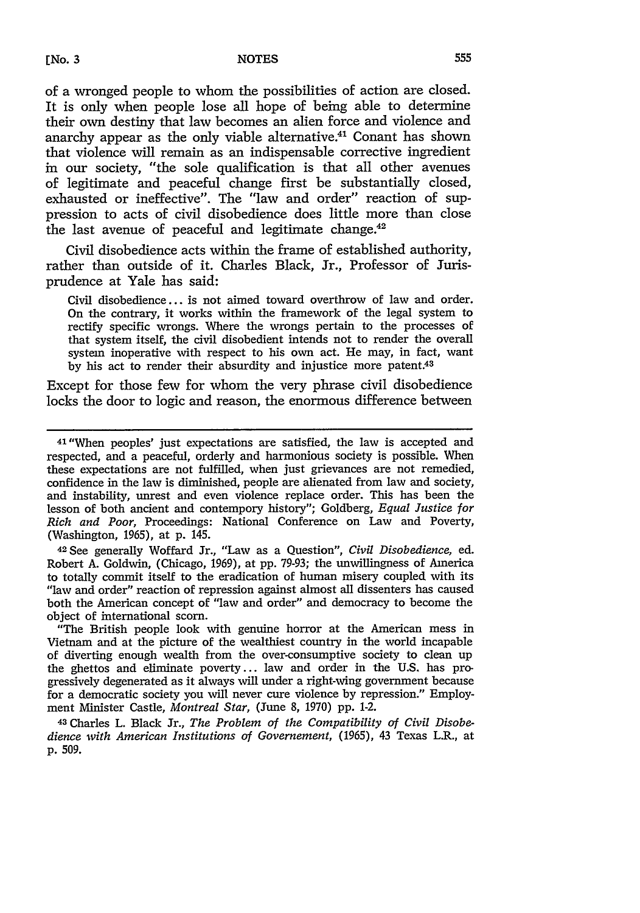of a wronged people to whom the possibilities of action are closed. It is only when people lose all hope of being able to determine their own destiny that law becomes an alien force and violence and anarchy appear as the only viable alternative.[41] Conant has shown that violence will remain as an indispensable corrective ingredient in our society, "the sole qualification is that all other avenues of legitimate and peaceful change first be substantially closed, exhausted or ineffective". The "law and order" reaction of suppression to acts of civil disobedience does little more than close the last avenue of peaceful and legitimate change.[42]

Civil disobedience acts within the frame of established authority, rather than outside of it. Charles Black, Jr., Professor of Jurisprudence at Yale has said:

> Civil disobedience... is not aimed toward overthrow of law and order. On the contrary, it works within the framework of the legal system to rectify specific wrongs. Where the wrongs pertain to the processes of that system itself, the civil disobedient intends not to render the overall system inoperative with respect to his own act. He may, in fact, want by his act to render their absurdity and injustice more patent.[43]

Except for those few for whom the very phrase civil disobedience locks the door to logic and reason, the enormous difference between

---

[41] "When peoples' just expectations are satisfied, the law is accepted and respected, and a peaceful, orderly and harmonious society is possible. When these expectations are not fulfilled, when just grievances are not remedied, confidence in the law is diminished, people are alienated from law and society, and instability, unrest and even violence replace order. This has been the lesson of both ancient and contempory history"; Goldberg, *Equal Justice for Rich and Poor,* Proceedings: National Conference on Law and Poverty, (Washington, 1965), at p. 145.

[42] See generally Woffard Jr., "Law as a Question", *Civil Disobedience,* ed. Robert A. Goldwin, (Chicago, 1969), at pp. 79-93; the unwillingness of America to totally commit itself to the eradication of human misery coupled with its "law and order" reaction of repression against almost all dissenters has caused both the American concept of "law and order" and democracy to become the object of international scorn.

"The British people look with genuine horror at the American mess in Vietnam and at the picture of the wealthiest country in the world incapable of diverting enough wealth from the over-consumptive society to clean up the ghettos and eliminate poverty... law and order in the U.S. has progressively degenerated as it always will under a right-wing government because for a democratic society you will never cure violence by repression." Employment Minister Castle, *Montreal Star,* (June 8, 1970) pp. 1-2.

[43] Charles L. Black Jr., *The Problem of the Compatibility of Civil Disobedience with American Institutions of Governement,* (1965), 43 Texas L.R., at p. 509.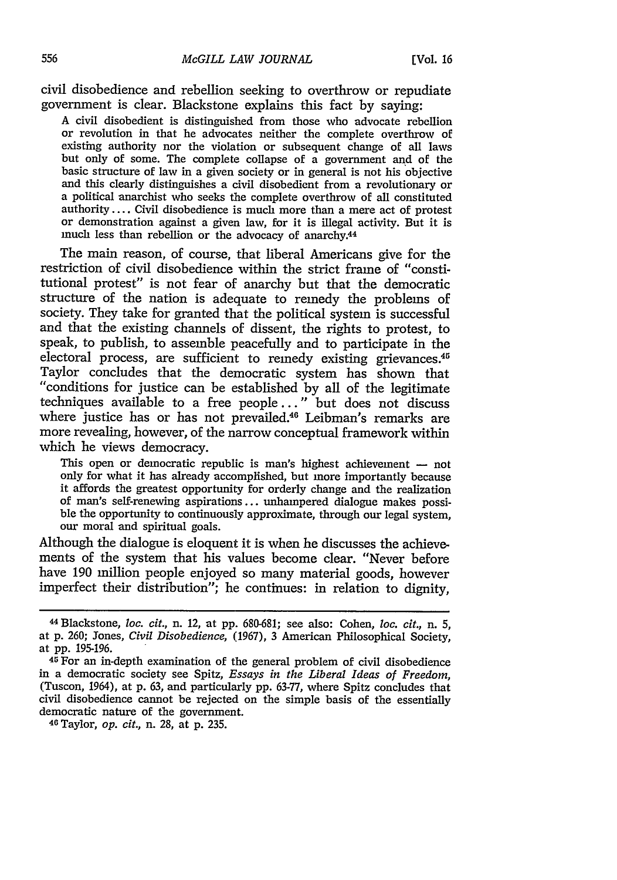civil disobedience and rebellion seeking to overthrow or repudiate government is clear. Blackstone explains this fact by saying:

> A civil disobedient is distinguished from those who advocate rebellion or revolution in that he advocates neither the complete overthrow of existing authority nor the violation or subsequent change of all laws but only of some. The complete collapse of a government and of the basic structure of law in a given society or in general is not his objective and this clearly distinguishes a civil disobedient from a revolutionary or a political anarchist who seeks the complete overthrow of all constituted authority.... Civil disobedience is much more than a mere act of protest or demonstration against a given law, for it is illegal activity. But it is much less than rebellion or the advocacy of anarchy.[44]

The main reason, of course, that liberal Americans give for the restriction of civil disobedience within the strict frame of "constitutional protest" is not fear of anarchy but that the democratic structure of the nation is adequate to remedy the problems of society. They take for granted that the political system is successful and that the existing channels of dissent, the rights to protest, to speak, to publish, to assemble peacefully and to participate in the electoral process, are sufficient to remedy existing grievances.[45] Taylor concludes that the democratic system has shown that "conditions for justice can be established by all of the legitimate techniques available to a free people..." but does not discuss where justice has or has not prevailed.[46] Leibman's remarks are more revealing, however, of the narrow conceptual framework within which he views democracy.

> This open or democratic republic is man's highest achievement — not only for what it has already accomplished, but more importantly because it affords the greatest opportunity for orderly change and the realization of man's self-renewing aspirations... unhampered dialogue makes possible the opportunity to continuously approximate, through our legal system, our moral and spiritual goals.

Although the dialogue is eloquent it is when he discusses the achievements of the system that his values become clear. "Never before have 190 million people enjoyed so many material goods, however imperfect their distribution"; he continues: in relation to dignity,

---

[44] Blackstone, *loc. cit.*, n. 12, at pp. 680-681; see also: Cohen, *loc. cit.*, n. 5, at p. 260; Jones, *Civil Disobedience*, (1967), 3 American Philosophical Society, at pp. 195-196.

[45] For an in-depth examination of the general problem of civil disobedience in a democratic society see Spitz, *Essays in the Liberal Ideas of Freedom*, (Tuscon, 1964), at p. 63, and particularly pp. 63-77, where Spitz concludes that civil disobedience cannot be rejected on the simple basis of the essentially democratic nature of the government.

[46] Taylor, *op. cit.*, n. 28, at p. 235.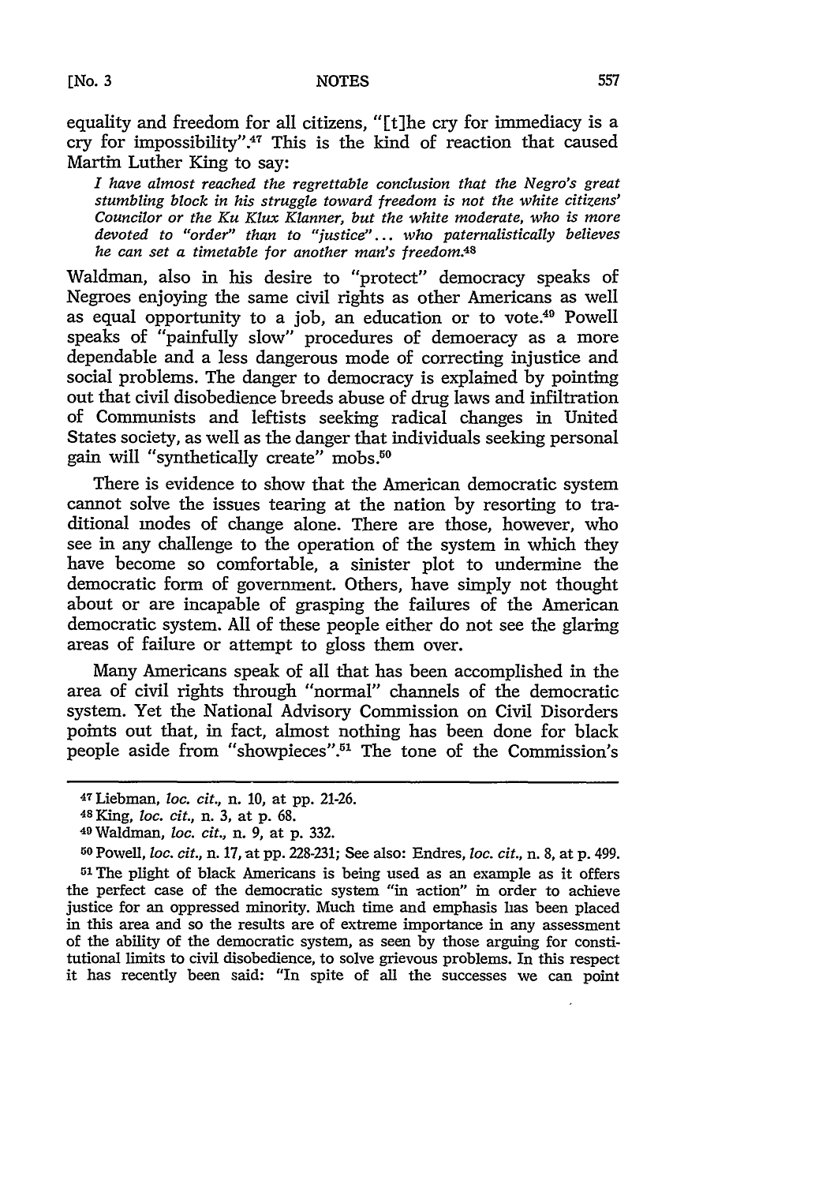equality and freedom for all citizens, "[t]he cry for immediacy is a cry for impossibility".[47] This is the kind of reaction that caused Martin Luther King to say:

> *I have almost reached the regrettable conclusion that the Negro's great stumbling block in his struggle toward freedom is not the white citizens' Councilor or the Ku Klux Klanner, but the white moderate, who is more devoted to "order" than to "justice"... who paternalistically believes he can set a timetable for another man's freedom.*[48]

Waldman, also in his desire to "protect" democracy speaks of Negroes enjoying the same civil rights as other Americans as well as equal opportunity to a job, an education or to vote.[49] Powell speaks of "painfully slow" procedures of democracy as a more dependable and a less dangerous mode of correcting injustice and social problems. The danger to democracy is explained by pointing out that civil disobedience breeds abuse of drug laws and infiltration of Communists and leftists seeking radical changes in United States society, as well as the danger that individuals seeking personal gain will "synthetically create" mobs.[50]

There is evidence to show that the American democratic system cannot solve the issues tearing at the nation by resorting to traditional modes of change alone. There are those, however, who see in any challenge to the operation of the system in which they have become so comfortable, a sinister plot to undermine the democratic form of government. Others, have simply not thought about or are incapable of grasping the failures of the American democratic system. All of these people either do not see the glaring areas of failure or attempt to gloss them over.

Many Americans speak of all that has been accomplished in the area of civil rights through "normal" channels of the democratic system. Yet the National Advisory Commission on Civil Disorders points out that, in fact, almost nothing has been done for black people aside from "showpieces".[51] The tone of the Commission's

---

[47] Liebman, *loc. cit.*, n. 10, at pp. 21-26.

[48] King, *loc. cit.*, n. 3, at p. 68.

[49] Waldman, *loc. cit.*, n. 9, at p. 332.

[50] Powell, *loc. cit.*, n. 17, at pp. 228-231; See also: Endres, *loc. cit.*, n. 8, at p. 499.

[51] The plight of black Americans is being used as an example as it offers the perfect case of the democratic system "in action" in order to achieve justice for an oppressed minority. Much time and emphasis has been placed in this area and so the results are of extreme importance in any assessment of the ability of the democratic system, as seen by those arguing for constitutional limits to civil disobedience, to solve grievous problems. In this respect it has recently been said: "In spite of all the successes we can point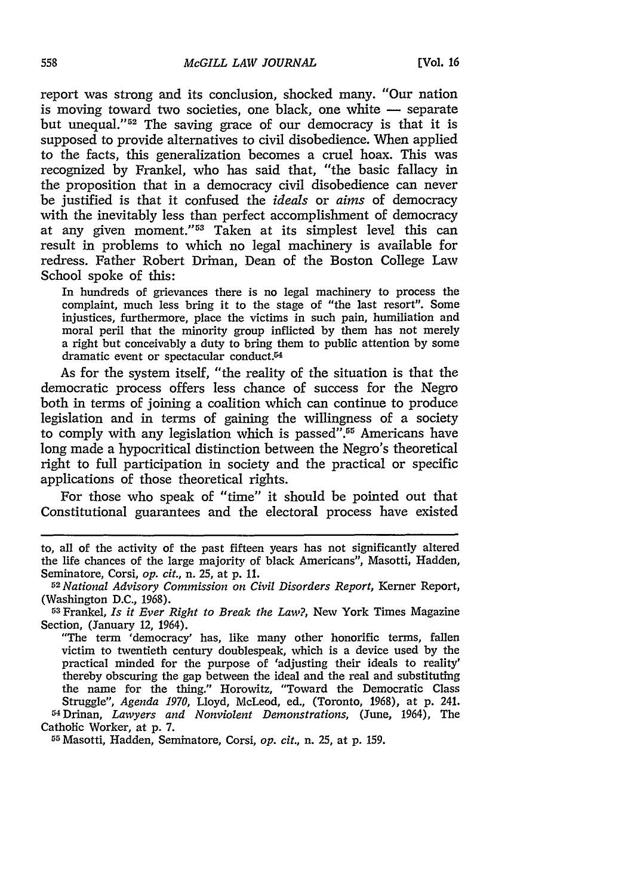report was strong and its conclusion, shocked many. "Our nation is moving toward two societies, one black, one white — separate but unequal."[52] The saving grace of our democracy is that it is supposed to provide alternatives to civil disobedience. When applied to the facts, this generalization becomes a cruel hoax. This was recognized by Frankel, who has said that, "the basic fallacy in the proposition that in a democracy civil disobedience can never be justified is that it confused the *ideals* or *aims* of democracy with the inevitably less than perfect accomplishment of democracy at any given moment."[53] Taken at its simplest level this can result in problems to which no legal machinery is available for redress. Father Robert Drinan, Dean of the Boston College Law School spoke of this:

> In hundreds of grievances there is no legal machinery to process the complaint, much less bring it to the stage of "the last resort". Some injustices, furthermore, place the victims in such pain, humiliation and moral peril that the minority group inflicted by them has not merely a right but conceivably a duty to bring them to public attention by some dramatic event or spectacular conduct.[54]

As for the system itself, "the reality of the situation is that the democratic process offers less chance of success for the Negro both in terms of joining a coalition which can continue to produce legislation and in terms of gaining the willingness of a society to comply with any legislation which is passed".[55] Americans have long made a hypocritical distinction between the Negro's theoretical right to full participation in society and the practical or specific applications of those theoretical rights.

For those who speak of "time" it should be pointed out that Constitutional guarantees and the electoral process have existed

---

to, all of the activity of the past fifteen years has not significantly altered the life chances of the large majority of black Americans", Masotti, Hadden, Seminatore, Corsi, *op. cit.*, n. 25, at p. 11.

[52] *National Advisory Commission on Civil Disorders Report*, Kerner Report, (Washington D.C., 1968).

[53] Frankel, *Is it Ever Right to Break the Law?*, New York Times Magazine Section, (January 12, 1964).

"The term 'democracy' has, like many other honorific terms, fallen victim to twentieth century doublespeak, which is a device used by the practical minded for the purpose of 'adjusting their ideals to reality' thereby obscuring the gap between the ideal and the real and substituting the name for the thing." Horowitz, "Toward the Democratic Class Struggle", *Agenda 1970*, Lloyd, McLeod, ed., (Toronto, 1968), at p. 241.

[54] Drinan, *Lawyers and Nonviolent Demonstrations*, (June, 1964), The Catholic Worker, at p. 7.

[55] Masotti, Hadden, Seminatore, Corsi, *op. cit.*, n. 25, at p. 159.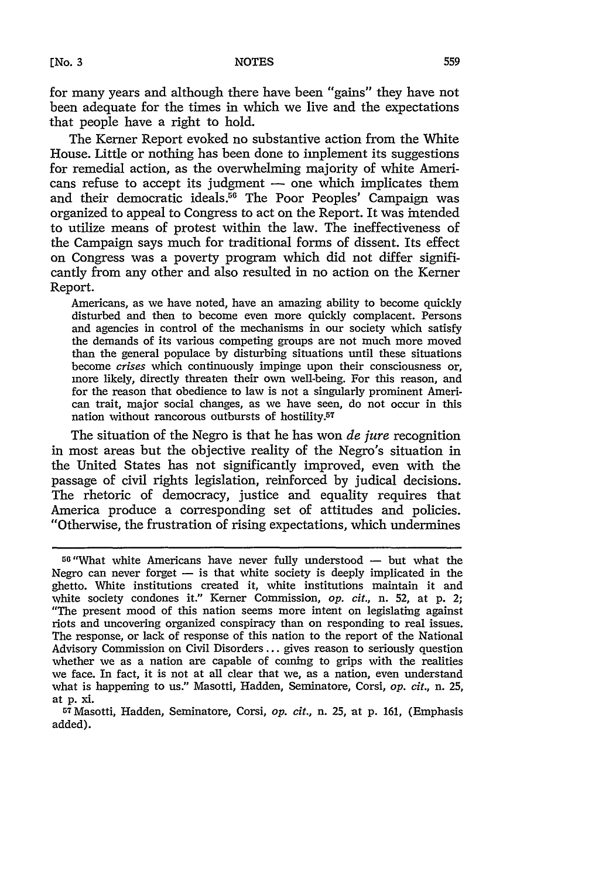for many years and although there have been "gains" they have not been adequate for the times in which we live and the expectations that people have a right to hold.

The Kerner Report evoked no substantive action from the White House. Little or nothing has been done to implement its suggestions for remedial action, as the overwhelming majority of white Americans refuse to accept its judgment — one which implicates them and their democratic ideals.[56] The Poor Peoples' Campaign was organized to appeal to Congress to act on the Report. It was intended to utilize means of protest within the law. The ineffectiveness of the Campaign says much for traditional forms of dissent. Its effect on Congress was a poverty program which did not differ significantly from any other and also resulted in no action on the Kerner Report.

> Americans, as we have noted, have an amazing ability to become quickly disturbed and then to become even more quickly complacent. Persons and agencies in control of the mechanisms in our society which satisfy the demands of its various competing groups are not much more moved than the general populace by disturbing situations until these situations become *crises* which continuously impinge upon their consciousness or, more likely, directly threaten their own well-being. For this reason, and for the reason that obedience to law is not a singularly prominent American trait, major social changes, as we have seen, do not occur in this nation without rancorous outbursts of hostility.[57]

The situation of the Negro is that he has won *de jure* recognition in most areas but the objective reality of the Negro's situation in the United States has not significantly improved, even with the passage of civil rights legislation, reinforced by judical decisions. The rhetoric of democracy, justice and equality requires that America produce a corresponding set of attitudes and policies. "Otherwise, the frustration of rising expectations, which undermines

---

[56] "What white Americans have never fully understood — but what the Negro can never forget — is that white society is deeply implicated in the ghetto. White institutions created it, white institutions maintain it and white society condones it." Kerner Commission, *op. cit.*, n. 52, at p. 2; "The present mood of this nation seems more intent on legislating against riots and uncovering organized conspiracy than on responding to real issues. The response, or lack of response of this nation to the report of the National Advisory Commission on Civil Disorders ... gives reason to seriously question whether we as a nation are capable of coming to grips with the realities we face. In fact, it is not at all clear that we, as a nation, even understand what is happening to us." Masotti, Hadden, Seminatore, Corsi, *op. cit.*, n. 25, at p. xi.

[57] Masotti, Hadden, Seminatore, Corsi, *op. cit.*, n. 25, at p. 161, (Emphasis added).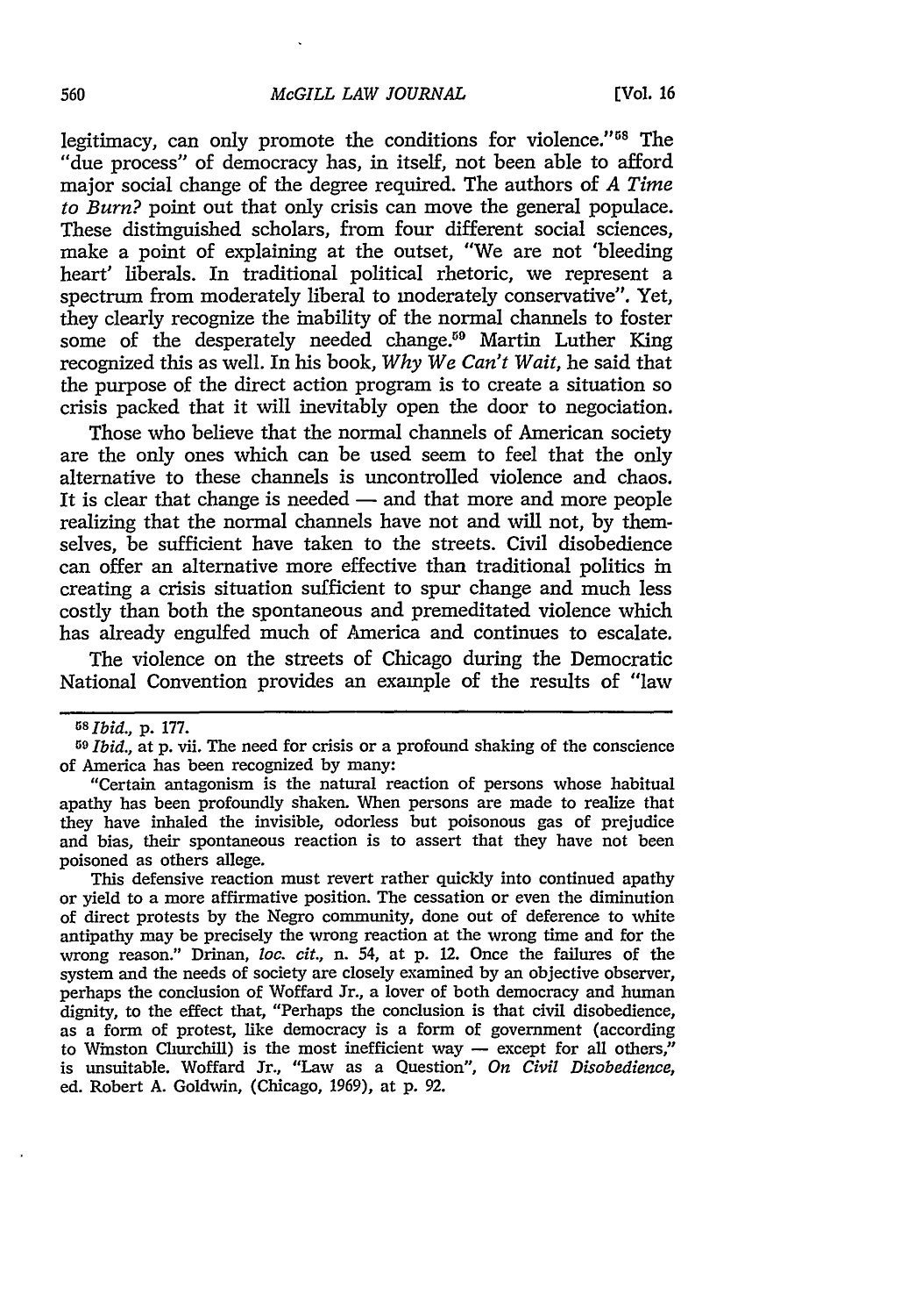legitimacy, can only promote the conditions for violence."[58] The "due process" of democracy has, in itself, not been able to afford major social change of the degree required. The authors of *A Time to Burn?* point out that only crisis can move the general populace. These distinguished scholars, from four different social sciences, make a point of explaining at the outset, "We are not 'bleeding heart' liberals. In traditional political rhetoric, we represent a spectrum from moderately liberal to moderately conservative". Yet, they clearly recognize the inability of the normal channels to foster some of the desperately needed change.[59] Martin Luther King recognized this as well. In his book, *Why We Can't Wait*, he said that the purpose of the direct action program is to create a situation so crisis packed that it will inevitably open the door to negociation.

Those who believe that the normal channels of American society are the only ones which can be used seem to feel that the only alternative to these channels is uncontrolled violence and chaos. It is clear that change is needed — and that more and more people realizing that the normal channels have not and will not, by themselves, be sufficient have taken to the streets. Civil disobedience can offer an alternative more effective than traditional politics in creating a crisis situation sufficient to spur change and much less costly than both the spontaneous and premeditated violence which has already engulfed much of America and continues to escalate.

The violence on the streets of Chicago during the Democratic National Convention provides an example of the results of "law

---

[58] *Ibid.*, p. 177.

[59] *Ibid.*, at p. vii. The need for crisis or a profound shaking of the conscience of America has been recognized by many:

"Certain antagonism is the natural reaction of persons whose habitual apathy has been profoundly shaken. When persons are made to realize that they have inhaled the invisible, odorless but poisonous gas of prejudice and bias, their spontaneous reaction is to assert that they have not been poisoned as others allege.

This defensive reaction must revert rather quickly into continued apathy or yield to a more affirmative position. The cessation or even the diminution of direct protests by the Negro community, done out of deference to white antipathy may be precisely the wrong reaction at the wrong time and for the wrong reason." Drinan, *loc. cit.*, n. 54, at p. 12. Once the failures of the system and the needs of society are closely examined by an objective observer, perhaps the conclusion of Woffard Jr., a lover of both democracy and human dignity, to the effect that, "Perhaps the conclusion is that civil disobedience, as a form of protest, like democracy is a form of government (according to Winston Churchill) is the most inefficient way — except for all others," is unsuitable. Woffard Jr., "Law as a Question", *On Civil Disobedience*, ed. Robert A. Goldwin, (Chicago, 1969), at p. 92.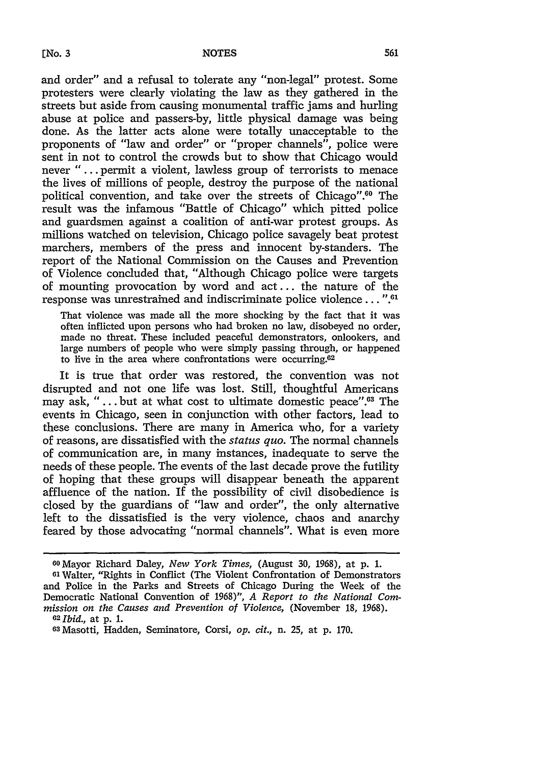and order" and a refusal to tolerate any "non-legal" protest. Some protesters were clearly violating the law as they gathered in the streets but aside from causing monumental traffic jams and hurling abuse at police and passers-by, little physical damage was being done. As the latter acts alone were totally unacceptable to the proponents of "law and order" or "proper channels", police were sent in not to control the crowds but to show that Chicago would never "... permit a violent, lawless group of terrorists to menace the lives of millions of people, destroy the purpose of the national political convention, and take over the streets of Chicago".[60] The result was the infamous "Battle of Chicago" which pitted police and guardsmen against a coalition of anti-war protest groups. As millions watched on television, Chicago police savagely beat protest marchers, members of the press and innocent by-standers. The report of the National Commission on the Causes and Prevention of Violence concluded that, "Although Chicago police were targets of mounting provocation by word and act ... the nature of the response was unrestrained and indiscriminate police violence ... ".[61]

> That violence was made all the more shocking by the fact that it was often inflicted upon persons who had broken no law, disobeyed no order, made no threat. These included peaceful demonstrators, onlookers, and large numbers of people who were simply passing through, or happened to live in the area where confrontations were occurring.[62]

It is true that order was restored, the convention was not disrupted and not one life was lost. Still, thoughtful Americans may ask, "... but at what cost to ultimate domestic peace".[63] The events in Chicago, seen in conjunction with other factors, lead to these conclusions. There are many in America who, for a variety of reasons, are dissatisfied with the *status quo*. The normal channels of communication are, in many instances, inadequate to serve the needs of these people. The events of the last decade prove the futility of hoping that these groups will disappear beneath the apparent affluence of the nation. If the possibility of civil disobedience is closed by the guardians of "law and order", the only alternative left to the dissatisfied is the very violence, chaos and anarchy feared by those advocating "normal channels". What is even more

---

[60] Mayor Richard Daley, *New York Times*, (August 30, 1968), at p. 1.

[61] Walter, "Rights in Conflict (The Violent Confrontation of Demonstrators and Police in the Parks and Streets of Chicago During the Week of the Democratic National Convention of 1968)", *A Report to the National Commission on the Causes and Prevention of Violence*, (November 18, 1968).

[62] *Ibid.*, at p. 1.

[63] Masotti, Hadden, Seminatore, Corsi, *op. cit.*, n. 25, at p. 170.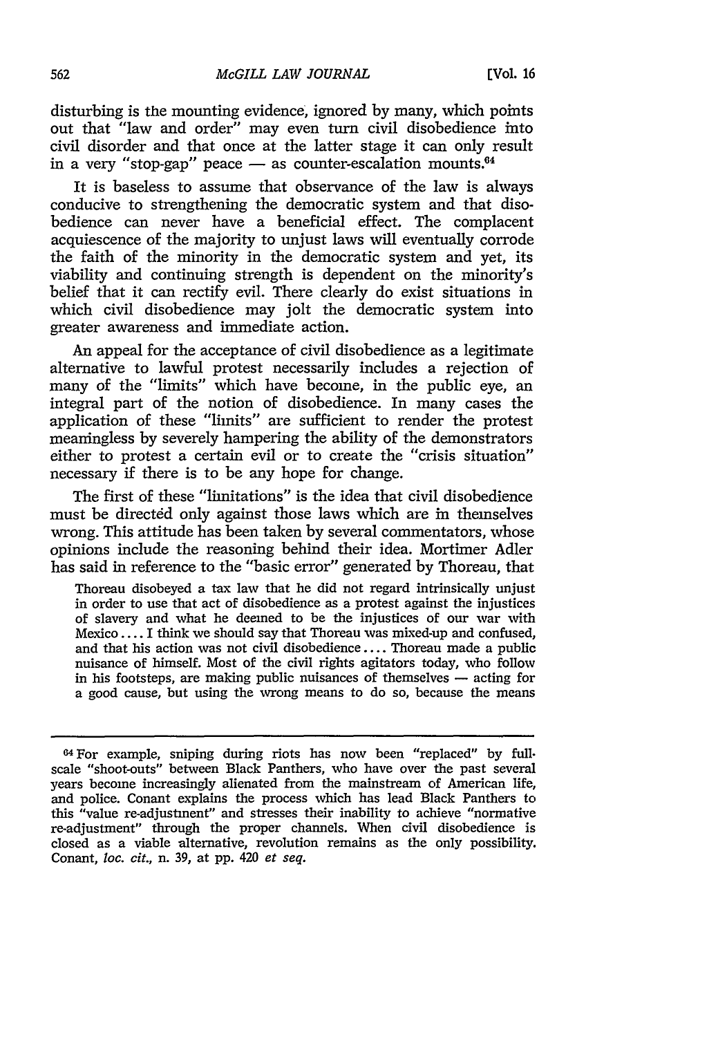disturbing is the mounting evidence, ignored by many, which points out that "law and order" may even turn civil disobedience into civil disorder and that once at the latter stage it can only result in a very "stop-gap" peace — as counter-escalation mounts.[64]

It is baseless to assume that observance of the law is always conducive to strengthening the democratic system and that disobedience can never have a beneficial effect. The complacent acquiescence of the majority to unjust laws will eventually corrode the faith of the minority in the democratic system and yet, its viability and continuing strength is dependent on the minority's belief that it can rectify evil. There clearly do exist situations in which civil disobedience may jolt the democratic system into greater awareness and immediate action.

An appeal for the acceptance of civil disobedience as a legitimate alternative to lawful protest necessarily includes a rejection of many of the "limits" which have become, in the public eye, an integral part of the notion of disobedience. In many cases the application of these "limits" are sufficient to render the protest meaningless by severely hampering the ability of the demonstrators either to protest a certain evil or to create the "crisis situation" necessary if there is to be any hope for change.

The first of these "limitations" is the idea that civil disobedience must be directed only against those laws which are in themselves wrong. This attitude has been taken by several commentators, whose opinions include the reasoning behind their idea. Mortimer Adler has said in reference to the "basic error" generated by Thoreau, that

> Thoreau disobeyed a tax law that he did not regard intrinsically unjust in order to use that act of disobedience as a protest against the injustices of slavery and what he deemed to be the injustices of our war with Mexico.... I think we should say that Thoreau was mixed-up and confused, and that his action was not civil disobedience.... Thoreau made a public nuisance of himself. Most of the civil rights agitators today, who follow in his footsteps, are making public nuisances of themselves — acting for a good cause, but using the wrong means to do so, because the means

---

[64] For example, sniping during riots has now been "replaced" by full-scale "shoot-outs" between Black Panthers, who have over the past several years become increasingly alienated from the mainstream of American life, and police. Conant explains the process which has lead Black Panthers to this "value re-adjustment" and stresses their inability to achieve "normative re-adjustment" through the proper channels. When civil disobedience is closed as a viable alternative, revolution remains as the only possibility. Conant, *loc. cit.*, n. 39, at pp. 420 *et seq.*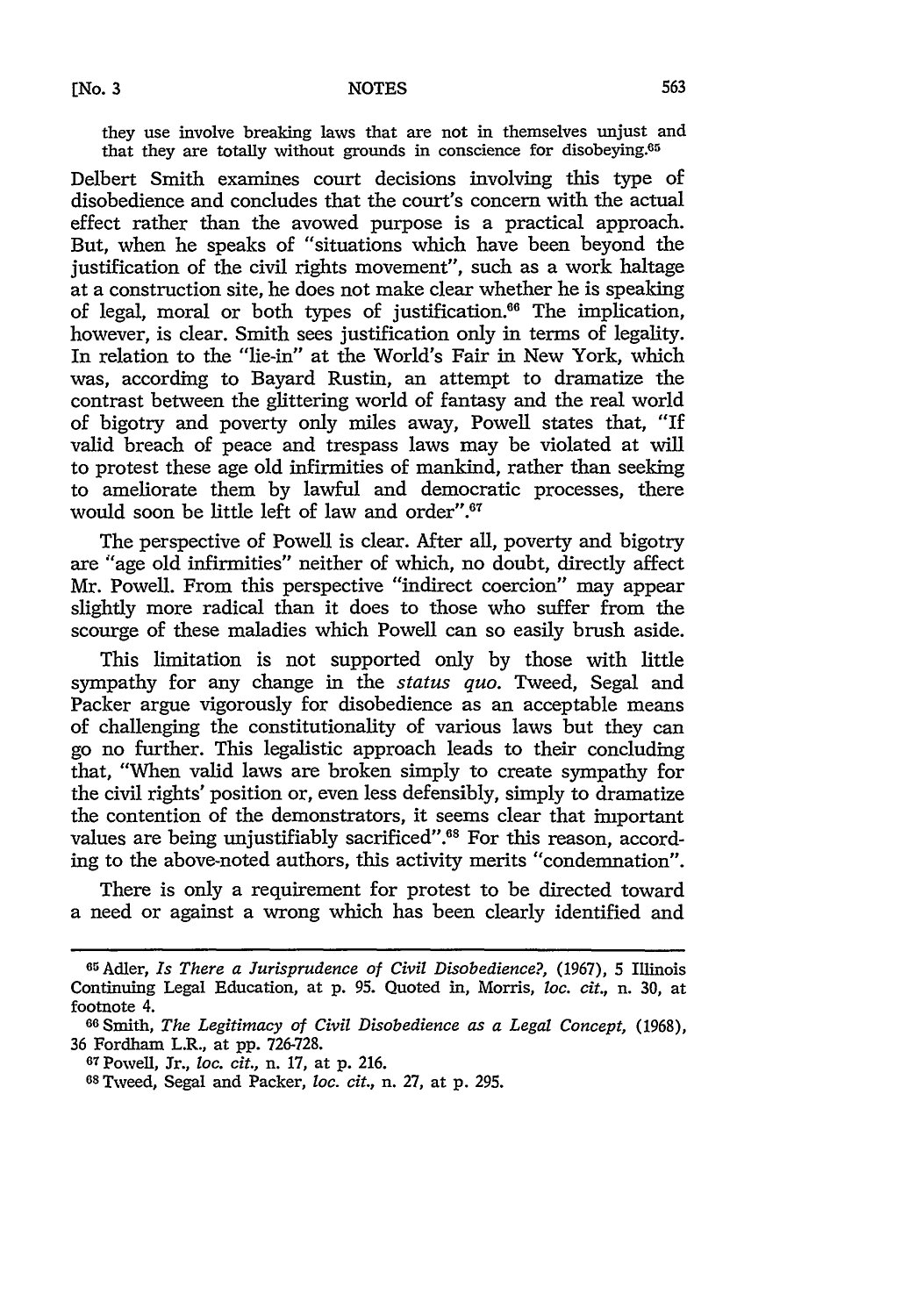they use involve breaking laws that are not in themselves unjust and that they are totally without grounds in conscience for disobeying.[65]

Delbert Smith examines court decisions involving this type of disobedience and concludes that the court's concern with the actual effect rather than the avowed purpose is a practical approach. But, when he speaks of "situations which have been beyond the justification of the civil rights movement", such as a work haltage at a construction site, he does not make clear whether he is speaking of legal, moral or both types of justification.[66] The implication, however, is clear. Smith sees justification only in terms of legality. In relation to the "lie-in" at the World's Fair in New York, which was, according to Bayard Rustin, an attempt to dramatize the contrast between the glittering world of fantasy and the real world of bigotry and poverty only miles away, Powell states that, "If valid breach of peace and trespass laws may be violated at will to protest these age old infirmities of mankind, rather than seeking to ameliorate them by lawful and democratic processes, there would soon be little left of law and order".[67]

The perspective of Powell is clear. After all, poverty and bigotry are "age old infirmities" neither of which, no doubt, directly affect Mr. Powell. From this perspective "indirect coercion" may appear slightly more radical than it does to those who suffer from the scourge of these maladies which Powell can so easily brush aside.

This limitation is not supported only by those with little sympathy for any change in the *status quo*. Tweed, Segal and Packer argue vigorously for disobedience as an acceptable means of challenging the constitutionality of various laws but they can go no further. This legalistic approach leads to their concluding that, "When valid laws are broken simply to create sympathy for the civil rights' position or, even less defensibly, simply to dramatize the contention of the demonstrators, it seems clear that important values are being unjustifiably sacrificed".[68] For this reason, according to the above-noted authors, this activity merits "condemnation".

There is only a requirement for protest to be directed toward a need or against a wrong which has been clearly identified and

---

[65] Adler, *Is There a Jurisprudence of Civil Disobedience?*, (1967), 5 Illinois Continuing Legal Education, at p. 95. Quoted in, Morris, *loc. cit.*, n. 30, at footnote 4.

[66] Smith, *The Legitimacy of Civil Disobedience as a Legal Concept*, (1968), 36 Fordham L.R., at pp. 726-728.

[67] Powell, Jr., *loc. cit.*, n. 17, at p. 216.

[68] Tweed, Segal and Packer, *loc. cit.*, n. 27, at p. 295.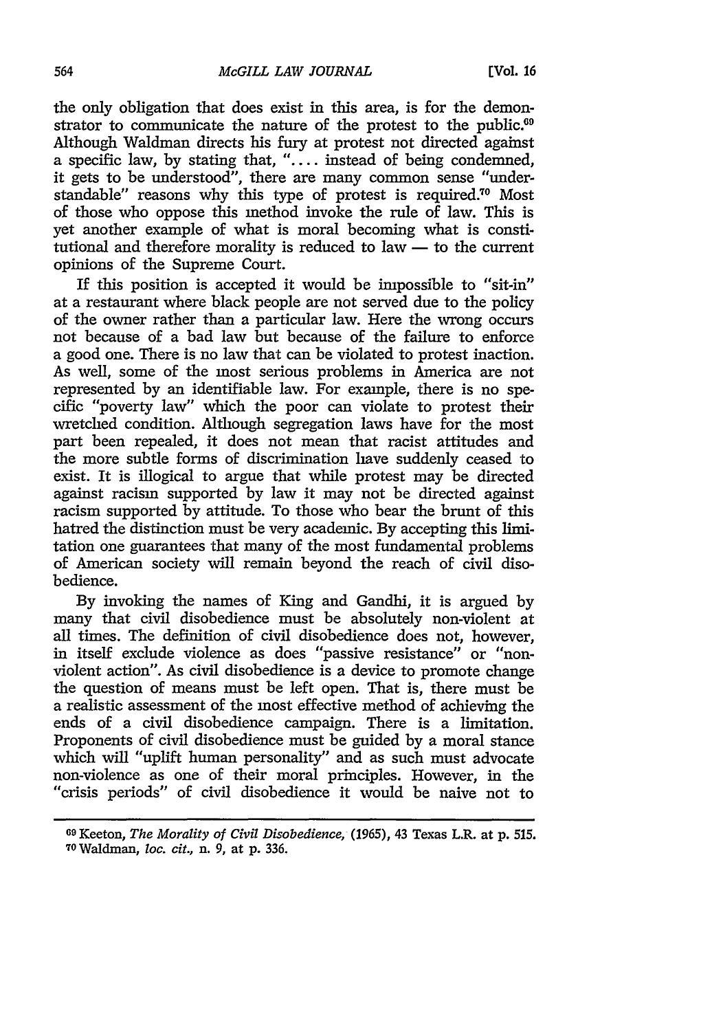the only obligation that does exist in this area, is for the demonstrator to communicate the nature of the protest to the public.[69] Although Waldman directs his fury at protest not directed against a specific law, by stating that, ".... instead of being condemned, it gets to be understood", there are many common sense "understandable" reasons why this type of protest is required.[70] Most of those who oppose this method invoke the rule of law. This is yet another example of what is moral becoming what is constitutional and therefore morality is reduced to law — to the current opinions of the Supreme Court.

If this position is accepted it would be impossible to "sit-in" at a restaurant where black people are not served due to the policy of the owner rather than a particular law. Here the wrong occurs not because of a bad law but because of the failure to enforce a good one. There is no law that can be violated to protest inaction. As well, some of the most serious problems in America are not represented by an identifiable law. For example, there is no specific "poverty law" which the poor can violate to protest their wretched condition. Although segregation laws have for the most part been repealed, it does not mean that racist attitudes and the more subtle forms of discrimination have suddenly ceased to exist. It is illogical to argue that while protest may be directed against racism supported by law it may not be directed against racism supported by attitude. To those who bear the brunt of this hatred the distinction must be very academic. By accepting this limitation one guarantees that many of the most fundamental problems of American society will remain beyond the reach of civil disobedience.

By invoking the names of King and Gandhi, it is argued by many that civil disobedience must be absolutely non-violent at all times. The definition of civil disobedience does not, however, in itself exclude violence as does "passive resistance" or "nonviolent action". As civil disobedience is a device to promote change the question of means must be left open. That is, there must be a realistic assessment of the most effective method of achieving the ends of a civil disobedience campaign. There is a limitation. Proponents of civil disobedience must be guided by a moral stance which will "uplift human personality" and as such must advocate non-violence as one of their moral principles. However, in the "crisis periods" of civil disobedience it would be naive not to

---

[69] Keeton, *The Morality of Civil Disobedience*, (1965), 43 Texas L.R. at p. 515.

[70] Waldman, *loc. cit.*, n. 9, at p. 336.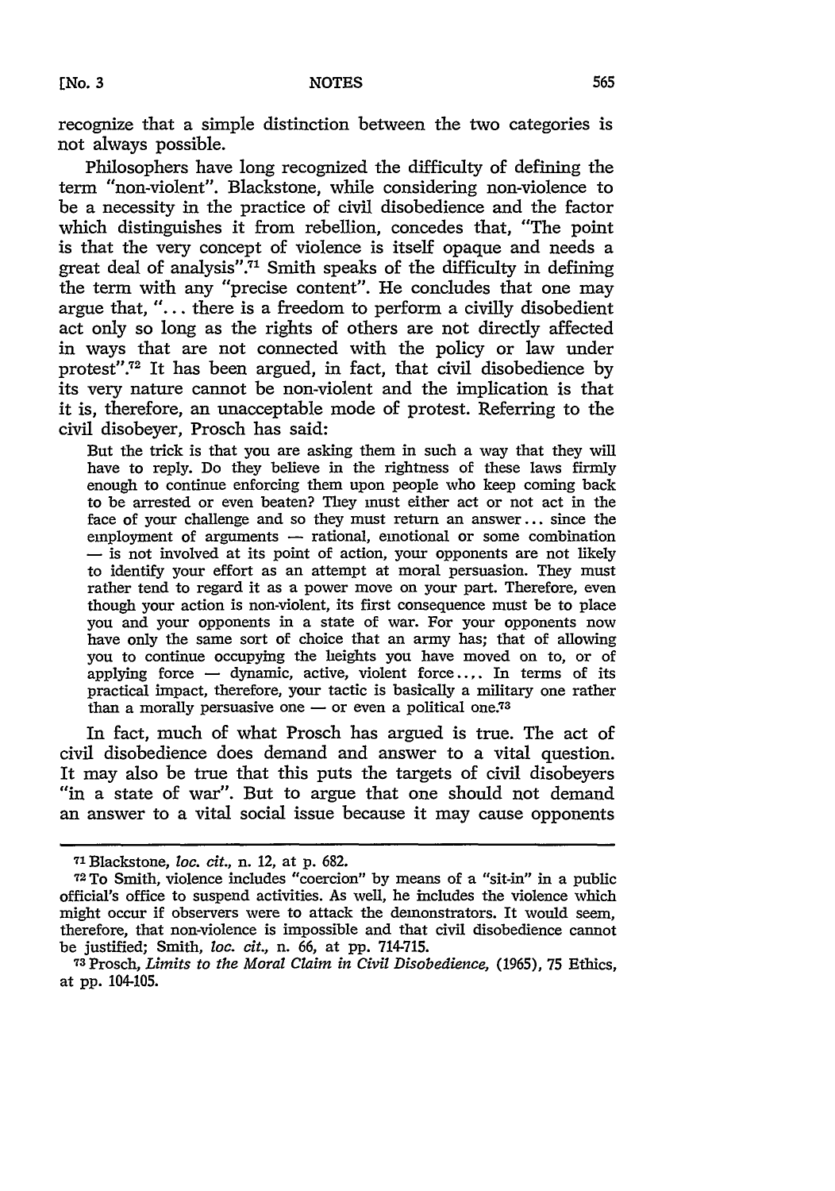recognize that a simple distinction between the two categories is not always possible.

Philosophers have long recognized the difficulty of defining the term "non-violent". Blackstone, while considering non-violence to be a necessity in the practice of civil disobedience and the factor which distinguishes it from rebellion, concedes that, "The point is that the very concept of violence is itself opaque and needs a great deal of analysis".[71] Smith speaks of the difficulty in defining the term with any "precise content". He concludes that one may argue that, "... there is a freedom to perform a civilly disobedient act only so long as the rights of others are not directly affected in ways that are not connected with the policy or law under protest".[72] It has been argued, in fact, that civil disobedience by its very nature cannot be non-violent and the implication is that it is, therefore, an unacceptable mode of protest. Referring to the civil disobeyer, Prosch has said:

> But the trick is that you are asking them in such a way that they will have to reply. Do they believe in the rightness of these laws firmly enough to continue enforcing them upon people who keep coming back to be arrested or even beaten? They must either act or not act in the face of your challenge and so they must return an answer... since the employment of arguments — rational, emotional or some combination — is not involved at its point of action, your opponents are not likely to identify your effort as an attempt at moral persuasion. They must rather tend to regard it as a power move on your part. Therefore, even though your action is non-violent, its first consequence must be to place you and your opponents in a state of war. For your opponents now have only the same sort of choice that an army has; that of allowing you to continue occupying the heights you have moved on to, or of applying force — dynamic, active, violent force.... In terms of its practical impact, therefore, your tactic is basically a military one rather than a morally persuasive one — or even a political one.[73]

In fact, much of what Prosch has argued is true. The act of civil disobedience does demand and answer to a vital question. It may also be true that this puts the targets of civil disobeyers "in a state of war". But to argue that one should not demand an answer to a vital social issue because it may cause opponents

---

[71] Blackstone, *loc. cit.*, n. 12, at p. 682.

[72] To Smith, violence includes "coercion" by means of a "sit-in" in a public official's office to suspend activities. As well, he includes the violence which might occur if observers were to attack the demonstrators. It would seem, therefore, that non-violence is impossible and that civil disobedience cannot be justified; Smith, *loc. cit.*, n. 66, at pp. 714-715.

[73] Prosch, *Limits to the Moral Claim in Civil Disobedience*, (1965), 75 Ethics, at pp. 104-105.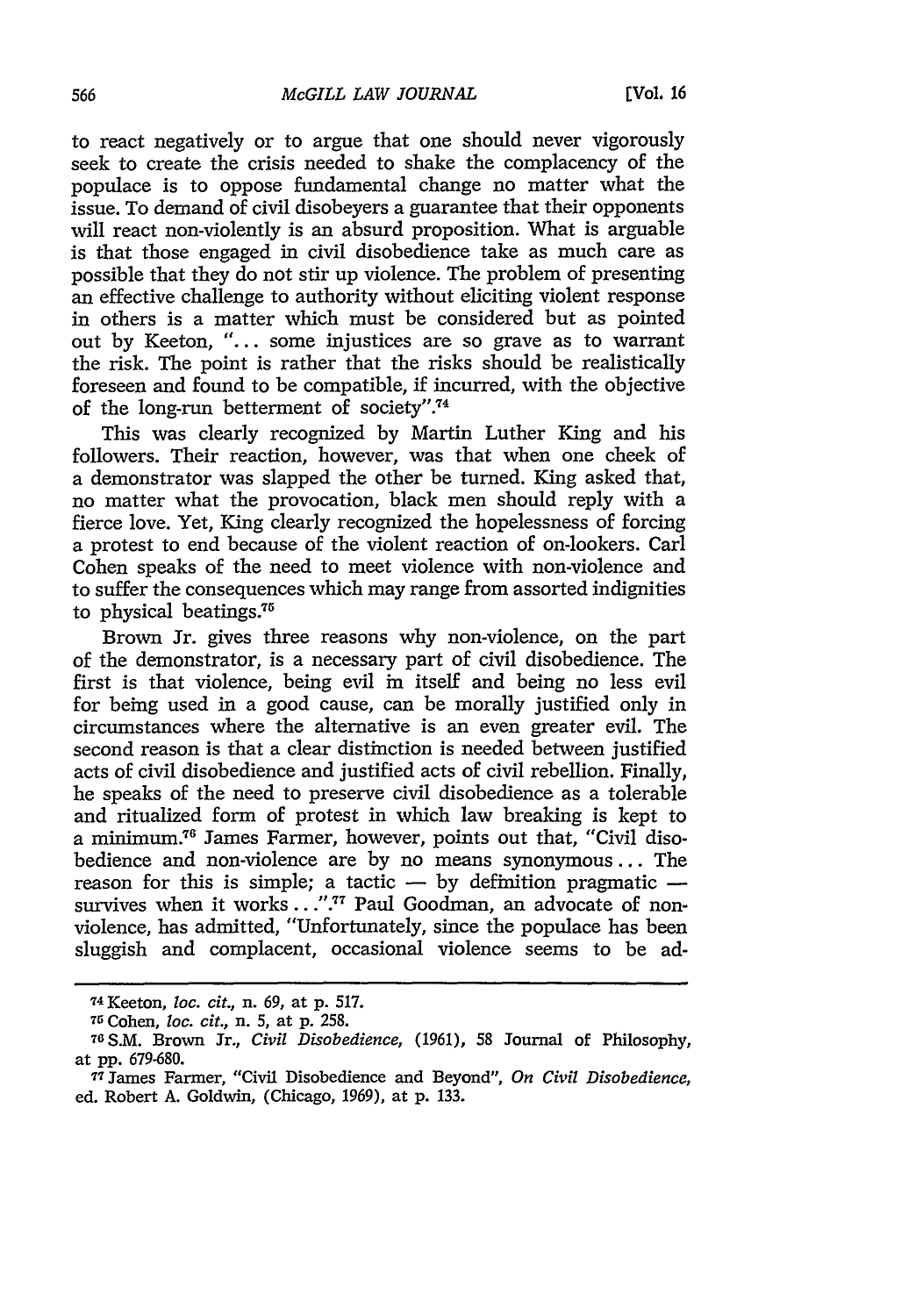to react negatively or to argue that one should never vigorously seek to create the crisis needed to shake the complacency of the populace is to oppose fundamental change no matter what the issue. To demand of civil disobeyers a guarantee that their opponents will react non-violently is an absurd proposition. What is arguable is that those engaged in civil disobedience take as much care as possible that they do not stir up violence. The problem of presenting an effective challenge to authority without eliciting violent response in others is a matter which must be considered but as pointed out by Keeton, "... some injustices are so grave as to warrant the risk. The point is rather that the risks should be realistically foreseen and found to be compatible, if incurred, with the objective of the long-run betterment of society".[74]

This was clearly recognized by Martin Luther King and his followers. Their reaction, however, was that when one cheek of a demonstrator was slapped the other be turned. King asked that, no matter what the provocation, black men should reply with a fierce love. Yet, King clearly recognized the hopelessness of forcing a protest to end because of the violent reaction of on-lookers. Carl Cohen speaks of the need to meet violence with non-violence and to suffer the consequences which may range from assorted indignities to physical beatings.[75]

Brown Jr. gives three reasons why non-violence, on the part of the demonstrator, is a necessary part of civil disobedience. The first is that violence, being evil in itself and being no less evil for being used in a good cause, can be morally justified only in circumstances where the alternative is an even greater evil. The second reason is that a clear distinction is needed between justified acts of civil disobedience and justified acts of civil rebellion. Finally, he speaks of the need to preserve civil disobedience as a tolerable and ritualized form of protest in which law breaking is kept to a minimum.[76] James Farmer, however, points out that, "Civil disobedience and non-violence are by no means synonymous ... The reason for this is simple; a tactic — by definition pragmatic — survives when it works ...".[77] Paul Goodman, an advocate of non-violence, has admitted, "Unfortunately, since the populace has been sluggish and complacent, occasional violence seems to be ad-

---

[74] Keeton, *loc. cit.*, n. 69, at p. 517.

[75] Cohen, *loc. cit.*, n. 5, at p. 258.

[76] S.M. Brown Jr., *Civil Disobedience*, (1961), 58 Journal of Philosophy, at pp. 679-680.

[77] James Farmer, "Civil Disobedience and Beyond", *On Civil Disobedience*, ed. Robert A. Goldwin, (Chicago, 1969), at p. 133.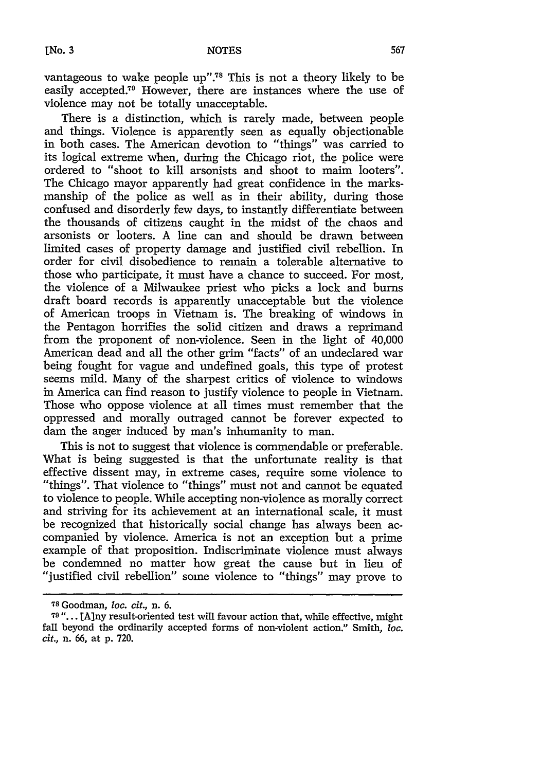vantageous to wake people up".[78] This is not a theory likely to be easily accepted.[79] However, there are instances where the use of violence may not be totally unacceptable.

There is a distinction, which is rarely made, between people and things. Violence is apparently seen as equally objectionable in both cases. The American devotion to "things" was carried to its logical extreme when, during the Chicago riot, the police were ordered to "shoot to kill arsonists and shoot to maim looters". The Chicago mayor apparently had great confidence in the marksmanship of the police as well as in their ability, during those confused and disorderly few days, to instantly differentiate between the thousands of citizens caught in the midst of the chaos and arsonists or looters. A line can and should be drawn between limited cases of property damage and justified civil rebellion. In order for civil disobedience to remain a tolerable alternative to those who participate, it must have a chance to succeed. For most, the violence of a Milwaukee priest who picks a lock and burns draft board records is apparently unacceptable but the violence of American troops in Vietnam is. The breaking of windows in the Pentagon horrifies the solid citizen and draws a reprimand from the proponent of non-violence. Seen in the light of 40,000 American dead and all the other grim "facts" of an undeclared war being fought for vague and undefined goals, this type of protest seems mild. Many of the sharpest critics of violence to windows in America can find reason to justify violence to people in Vietnam. Those who oppose violence at all times must remember that the oppressed and morally outraged cannot be forever expected to dam the anger induced by man's inhumanity to man.

This is not to suggest that violence is commendable or preferable. What is being suggested is that the unfortunate reality is that effective dissent may, in extreme cases, require some violence to "things". That violence to "things" must not and cannot be equated to violence to people. While accepting non-violence as morally correct and striving for its achievement at an international scale, it must be recognized that historically social change has always been accompanied by violence. America is not an exception but a prime example of that proposition. Indiscriminate violence must always be condemned no matter how great the cause but in lieu of "justified civil rebellion" some violence to "things" may prove to

---

[78] Goodman, *loc. cit.*, n. 6.

[79] "... [A]ny result-oriented test will favour action that, while effective, might fall beyond the ordinarily accepted forms of non-violent action." Smith, *loc. cit.*, n. 66, at p. 720.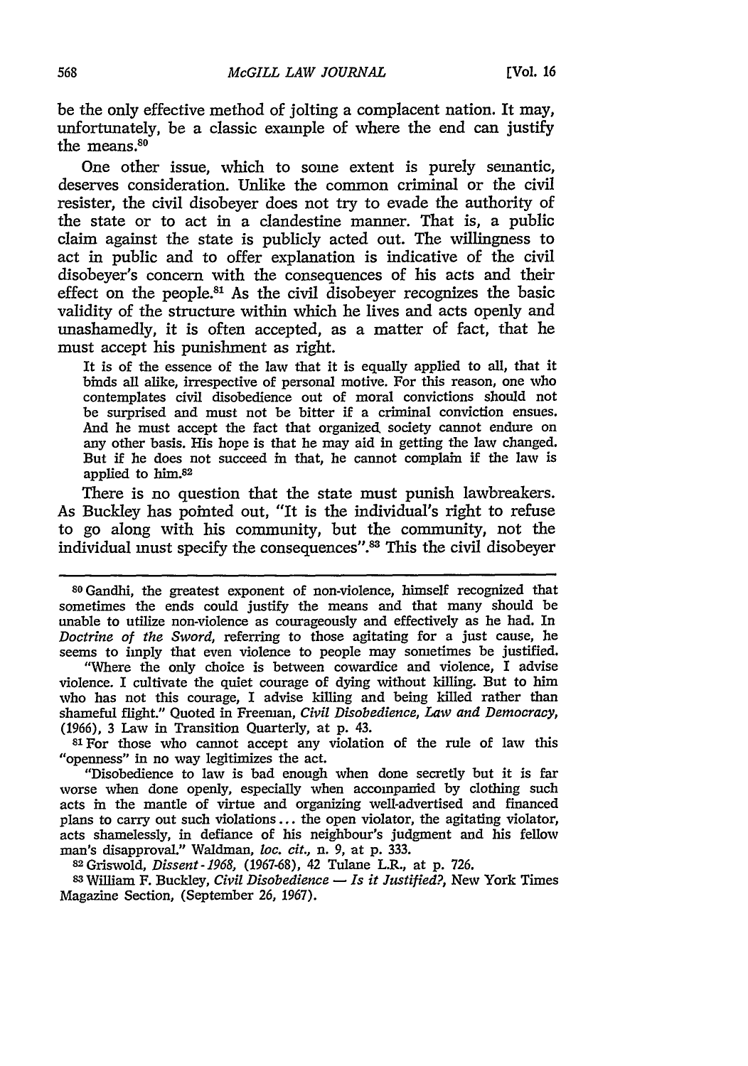be the only effective method of jolting a complacent nation. It may, unfortunately, be a classic example of where the end can justify the means.[80]

One other issue, which to some extent is purely semantic, deserves consideration. Unlike the common criminal or the civil resister, the civil disobeyer does not try to evade the authority of the state or to act in a clandestine manner. That is, a public claim against the state is publicly acted out. The willingness to act in public and to offer explanation is indicative of the civil disobeyer's concern with the consequences of his acts and their effect on the people.[81] As the civil disobeyer recognizes the basic validity of the structure within which he lives and acts openly and unashamedly, it is often accepted, as a matter of fact, that he must accept his punishment as right.

> It is of the essence of the law that it is equally applied to all, that it binds all alike, irrespective of personal motive. For this reason, one who contemplates civil disobedience out of moral convictions should not be surprised and must not be bitter if a criminal conviction ensues. And he must accept the fact that organized society cannot endure on any other basis. His hope is that he may aid in getting the law changed. But if he does not succeed in that, he cannot complain if the law is applied to him.[82]

There is no question that the state must punish lawbreakers. As Buckley has pointed out, "It is the individual's right to refuse to go along with his community, but the community, not the individual must specify the consequences".[83] This the civil disobeyer

---

[80] Gandhi, the greatest exponent of non-violence, himself recognized that sometimes the ends could justify the means and that many should be unable to utilize non-violence as courageously and effectively as he had. In *Doctrine of the Sword*, referring to those agitating for a just cause, he seems to imply that even violence to people may sometimes be justified.

"Where the only choice is between cowardice and violence, I advise violence. I cultivate the quiet courage of dying without killing. But to him who has not this courage, I advise killing and being killed rather than shameful flight." Quoted in Freeman, *Civil Disobedience, Law and Democracy*, (1966), 3 Law in Transition Quarterly, at p. 43.

[81] For those who cannot accept any violation of the rule of law this "openness" in no way legitimizes the act.

"Disobedience to law is bad enough when done secretly but it is far worse when done openly, especially when accompanied by clothing such acts in the mantle of virtue and organizing well-advertised and financed plans to carry out such violations ... the open violator, the agitating violator, acts shamelessly, in defiance of his neighbour's judgment and his fellow man's disapproval." Waldman, *loc. cit.*, n. 9, at p. 333.

[82] Griswold, *Dissent - 1968*, (1967-68), 42 Tulane L.R., at p. 726.

[83] William F. Buckley, *Civil Disobedience — Is it Justified?*, New York Times Magazine Section, (September 26, 1967).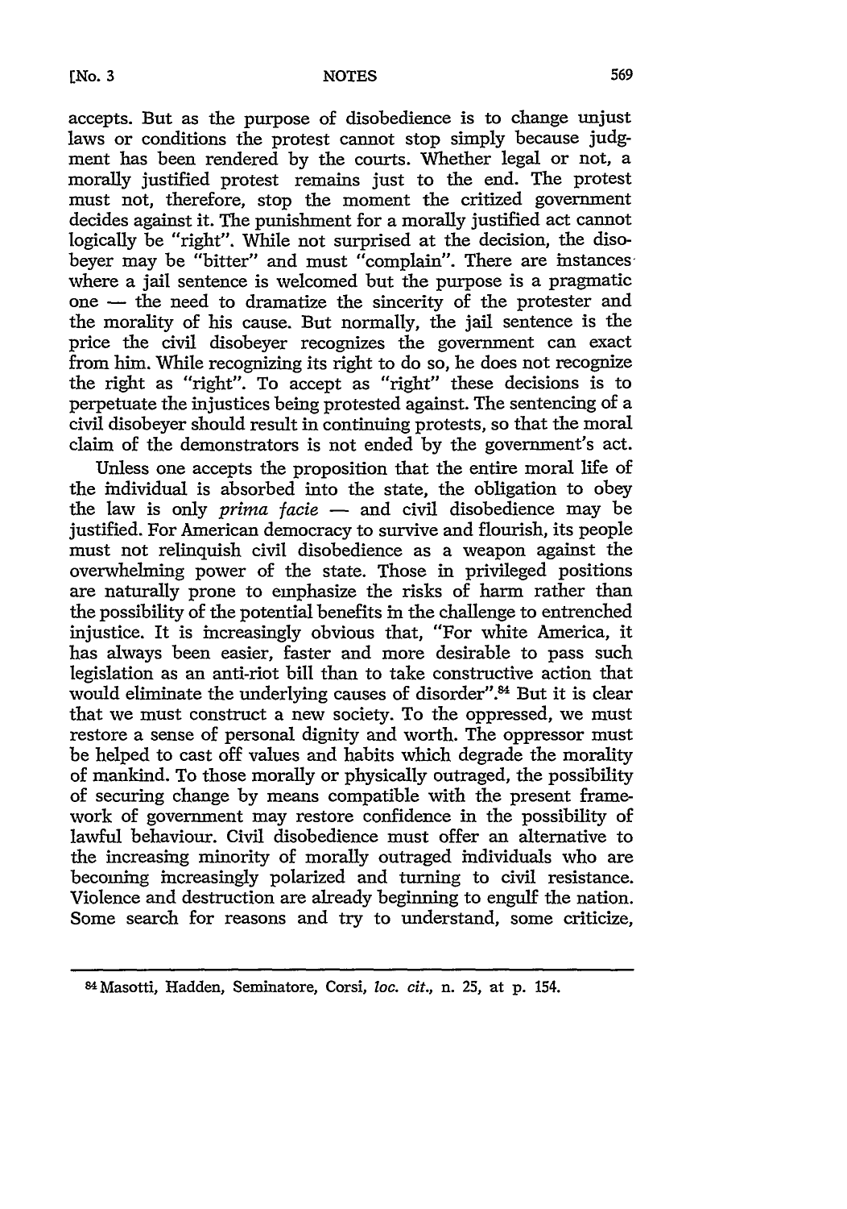accepts. But as the purpose of disobedience is to change unjust laws or conditions the protest cannot stop simply because judgment has been rendered by the courts. Whether legal or not, a morally justified protest remains just to the end. The protest must not, therefore, stop the moment the critized government decides against it. The punishment for a morally justified act cannot logically be "right". While not surprised at the decision, the disobeyer may be "bitter" and must "complain". There are instances where a jail sentence is welcomed but the purpose is a pragmatic one — the need to dramatize the sincerity of the protester and the morality of his cause. But normally, the jail sentence is the price the civil disobeyer recognizes the government can exact from him. While recognizing its right to do so, he does not recognize the right as "right". To accept as "right" these decisions is to perpetuate the injustices being protested against. The sentencing of a civil disobeyer should result in continuing protests, so that the moral claim of the demonstrators is not ended by the government's act.

Unless one accepts the proposition that the entire moral life of the individual is absorbed into the state, the obligation to obey the law is only *prima facie* — and civil disobedience may be justified. For American democracy to survive and flourish, its people must not relinquish civil disobedience as a weapon against the overwhelming power of the state. Those in privileged positions are naturally prone to emphasize the risks of harm rather than the possibility of the potential benefits in the challenge to entrenched injustice. It is increasingly obvious that, "For white America, it has always been easier, faster and more desirable to pass such legislation as an anti-riot bill than to take constructive action that would eliminate the underlying causes of disorder".[84] But it is clear that we must construct a new society. To the oppressed, we must restore a sense of personal dignity and worth. The oppressor must be helped to cast off values and habits which degrade the morality of mankind. To those morally or physically outraged, the possibility of securing change by means compatible with the present framework of government may restore confidence in the possibility of lawful behaviour. Civil disobedience must offer an alternative to the increasing minority of morally outraged individuals who are becoming increasingly polarized and turning to civil resistance. Violence and destruction are already beginning to engulf the nation. Some search for reasons and try to understand, some criticize,

---

[84] Masotti, Hadden, Seminatore, Corsi, *loc. cit.*, n. 25, at p. 154.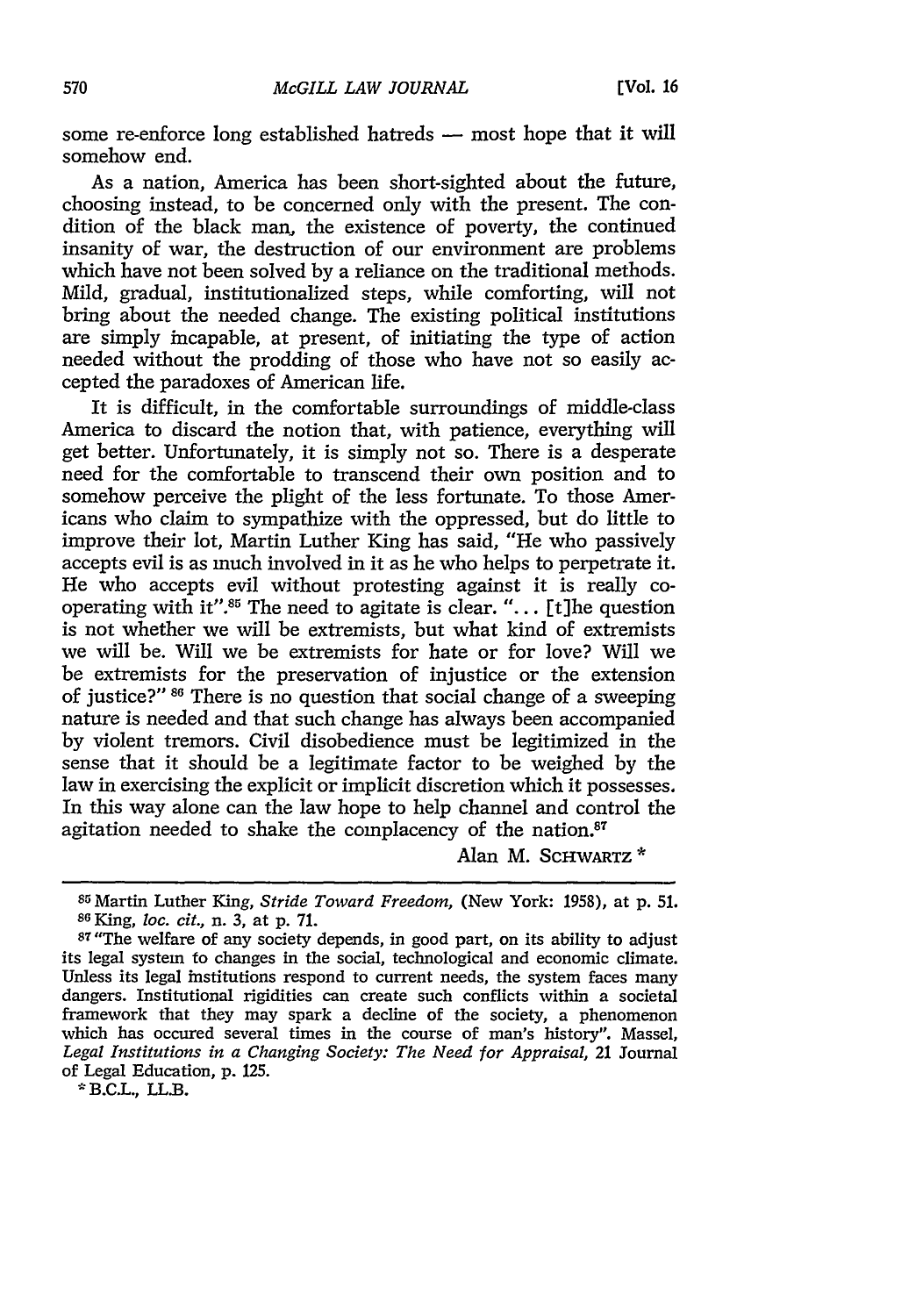some re-enforce long established hatreds — most hope that it will somehow end.

As a nation, America has been short-sighted about the future, choosing instead, to be concerned only with the present. The condition of the black man, the existence of poverty, the continued insanity of war, the destruction of our environment are problems which have not been solved by a reliance on the traditional methods. Mild, gradual, institutionalized steps, while comforting, will not bring about the needed change. The existing political institutions are simply incapable, at present, of initiating the type of action needed without the prodding of those who have not so easily accepted the paradoxes of American life.

It is difficult, in the comfortable surroundings of middle-class America to discard the notion that, with patience, everything will get better. Unfortunately, it is simply not so. There is a desperate need for the comfortable to transcend their own position and to somehow perceive the plight of the less fortunate. To those Americans who claim to sympathize with the oppressed, but do little to improve their lot, Martin Luther King has said, "He who passively accepts evil is as much involved in it as he who helps to perpetrate it. He who accepts evil without protesting against it is really co-operating with it".[85] The need to agitate is clear. "... [t]he question is not whether we will be extremists, but what kind of extremists we will be. Will we be extremists for hate or for love? Will we be extremists for the preservation of injustice or the extension of justice?" [86] There is no question that social change of a sweeping nature is needed and that such change has always been accompanied by violent tremors. Civil disobedience must be legitimized in the sense that it should be a legitimate factor to be weighed by the law in exercising the explicit or implicit discretion which it possesses. In this way alone can the law hope to help channel and control the agitation needed to shake the complacency of the nation.[87]

Alan M. SCHWARTZ *

---

[85] Martin Luther King, *Stride Toward Freedom*, (New York: 1958), at p. 51.

[86] King, *loc. cit.*, n. 3, at p. 71.

[87] "The welfare of any society depends, in good part, on its ability to adjust its legal system to changes in the social, technological and economic climate. Unless its legal institutions respond to current needs, the system faces many dangers. Institutional rigidities can create such conflicts within a societal framework that they may spark a decline of the society, a phenomenon which has occured several times in the course of man's history". Massel, *Legal Institutions in a Changing Society: The Need for Appraisal*, 21 Journal of Legal Education, p. 125.

\* B.C.L., LL.B.